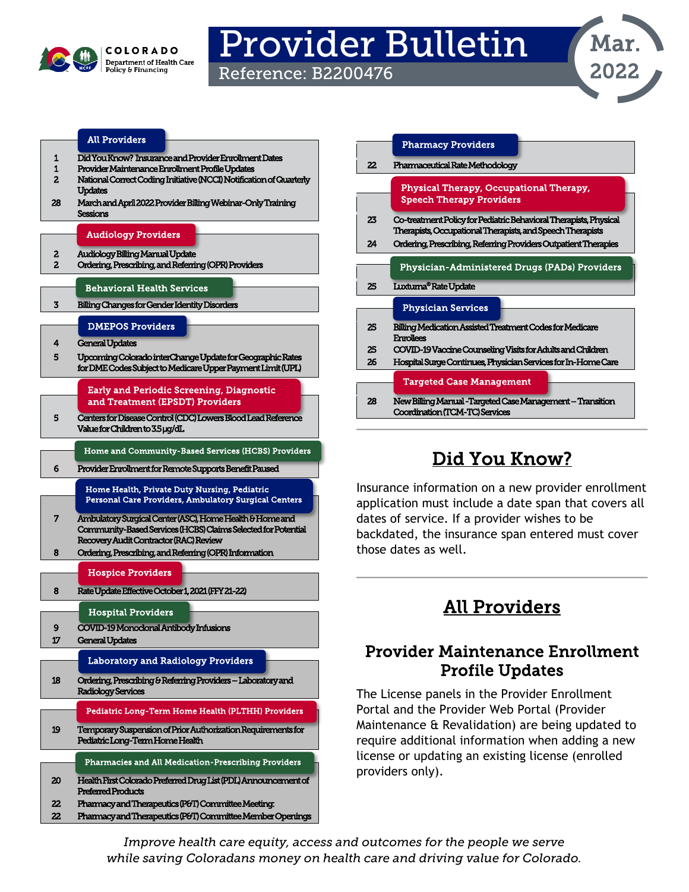COLORADO Department of Health Care Policy & Financing

# Provider Bulletin

Reference: B2200476

Mar. 2022

### All Providers

| Page | Topic |
|---|---|
| 1 | Did You Know? Insurance and Provider Enrollment Dates |
| 1 | Provider Maintenance Enrollment Profile Updates |
| 2 | National Correct Coding Initiative (NCCI) Notification of Quarterly Updates |
| 28 | March and April 2022 Provider Billing Webinar-Only Training Sessions |

### Audiology Providers

| Page | Topic |
|---|---|
| 2 | Audiology Billing Manual Update |
| 2 | Ordering, Prescribing, and Referring (OPR) Providers |

### Behavioral Health Services

| Page | Topic |
|---|---|
| 3 | Billing Changes for Gender Identity Disorders |

### DMEPOS Providers

| Page | Topic |
|---|---|
| 4 | General Updates |
| 5 | Upcoming Colorado interChange Update for Geographic Rates for DME Codes Subject to Medicare Upper Payment Limit (UPL) |

### Early and Periodic Screening, Diagnostic and Treatment (EPSDT) Providers

| Page | Topic |
|---|---|
| 5 | Centers for Disease Control (CDC) Lowers Blood Lead Reference Value for Children to 3.5 µg/dL |

### Home and Community-Based Services (HCBS) Providers

| Page | Topic |
|---|---|
| 6 | Provider Enrollment for Remote Supports Benefit Paused |

### Home Health, Private Duty Nursing, Pediatric Personal Care Providers, Ambulatory Surgical Centers

| Page | Topic |
|---|---|
| 7 | Ambulatory Surgical Center (ASC), Home Health & Home and Community-Based Services (HCBS) Claims Selected for Potential Recovery Audit Contractor (RAC) Review |
| 8 | Ordering, Prescribing, and Referring (OPR) Information |

### Hospice Providers

| Page | Topic |
|---|---|
| 8 | Rate Update Effective October 1, 2021 (FFY 21-22) |

### Hospital Providers

| Page | Topic |
|---|---|
| 9 | COVID-19 Monoclonal Antibody Infusions |
| 17 | General Updates |

### Laboratory and Radiology Providers

| Page | Topic |
|---|---|
| 18 | Ordering, Prescribing & Referring Providers – Laboratory and Radiology Services |

### Pediatric Long-Term Home Health (PLTHH) Providers

| Page | Topic |
|---|---|
| 19 | Temporary Suspension of Prior Authorization Requirements for Pediatric Long-Term Home Health |

### Pharmacies and All Medication-Prescribing Providers

| Page | Topic |
|---|---|
| 20 | Health First Colorado Preferred Drug List (PDL) Announcement of Preferred Products |
| 22 | Pharmacy and Therapeutics (P&T) Committee Meeting: |
| 22 | Pharmacy and Therapeutics (P&T) Committee Member Openings |

### Pharmacy Providers

| Page | Topic |
|---|---|
| 22 | Pharmaceutical Rate Methodology |

### Physical Therapy, Occupational Therapy, Speech Therapy Providers

| Page | Topic |
|---|---|
| 23 | Co-treatment Policy for Pediatric Behavioral Therapists, Physical Therapists, Occupational Therapists, and Speech Therapists |
| 24 | Ordering, Prescribing, Referring Providers Outpatient Therapies |

### Physician-Administered Drugs (PADs) Providers

| Page | Topic |
|---|---|
| 25 | Luxturna® Rate Update |

### Physician Services

| Page | Topic |
|---|---|
| 25 | Billing Medication Assisted Treatment Codes for Medicare Enrollees |
| 25 | COVID-19 Vaccine Counseling Visits for Adults and Children |
| 26 | Hospital Surge Continues, Physician Services for In-Home Care |

### Targeted Case Management

| Page | Topic |
|---|---|
| 28 | New Billing Manual -Targeted Case Management – Transition Coordination (TCM-TC) Services |

## Did You Know?

Insurance information on a new provider enrollment application must include a date span that covers all dates of service. If a provider wishes to be backdated, the insurance span entered must cover those dates as well.

## All Providers

### Provider Maintenance Enrollment Profile Updates

The License panels in the Provider Enrollment Portal and the Provider Web Portal (Provider Maintenance & Revalidation) are being updated to require additional information when adding a new license or updating an existing license (enrolled providers only).

*Improve health care equity, access and outcomes for the people we serve while saving Coloradans money on health care and driving value for Colorado.*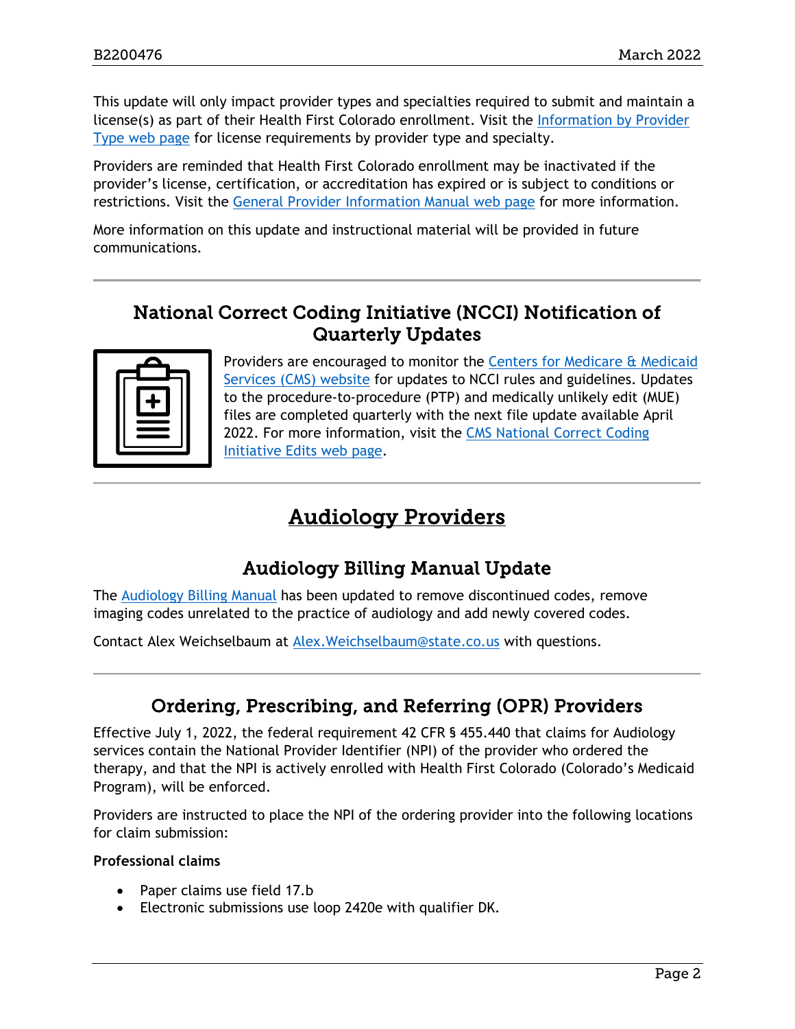This update will only impact provider types and specialties required to submit and maintain a license(s) as part of their Health First Colorado enrollment. Visit the Information by Provider Type web page for license requirements by provider type and specialty.

Providers are reminded that Health First Colorado enrollment may be inactivated if the provider's license, certification, or accreditation has expired or is subject to conditions or restrictions. Visit the General Provider Information Manual web page for more information.

More information on this update and instructional material will be provided in future communications.

---

## National Correct Coding Initiative (NCCI) Notification of Quarterly Updates

Providers are encouraged to monitor the Centers for Medicare & Medicaid Services (CMS) website for updates to NCCI rules and guidelines. Updates to the procedure-to-procedure (PTP) and medically unlikely edit (MUE) files are completed quarterly with the next file update available April 2022. For more information, visit the CMS National Correct Coding Initiative Edits web page.

---

# Audiology Providers

## Audiology Billing Manual Update

The Audiology Billing Manual has been updated to remove discontinued codes, remove imaging codes unrelated to the practice of audiology and add newly covered codes.

Contact Alex Weichselbaum at Alex.Weichselbaum@state.co.us with questions.

---

## Ordering, Prescribing, and Referring (OPR) Providers

Effective July 1, 2022, the federal requirement 42 CFR § 455.440 that claims for Audiology services contain the National Provider Identifier (NPI) of the provider who ordered the therapy, and that the NPI is actively enrolled with Health First Colorado (Colorado's Medicaid Program), will be enforced.

Providers are instructed to place the NPI of the ordering provider into the following locations for claim submission:

**Professional claims**

- Paper claims use field 17.b
- Electronic submissions use loop 2420e with qualifier DK.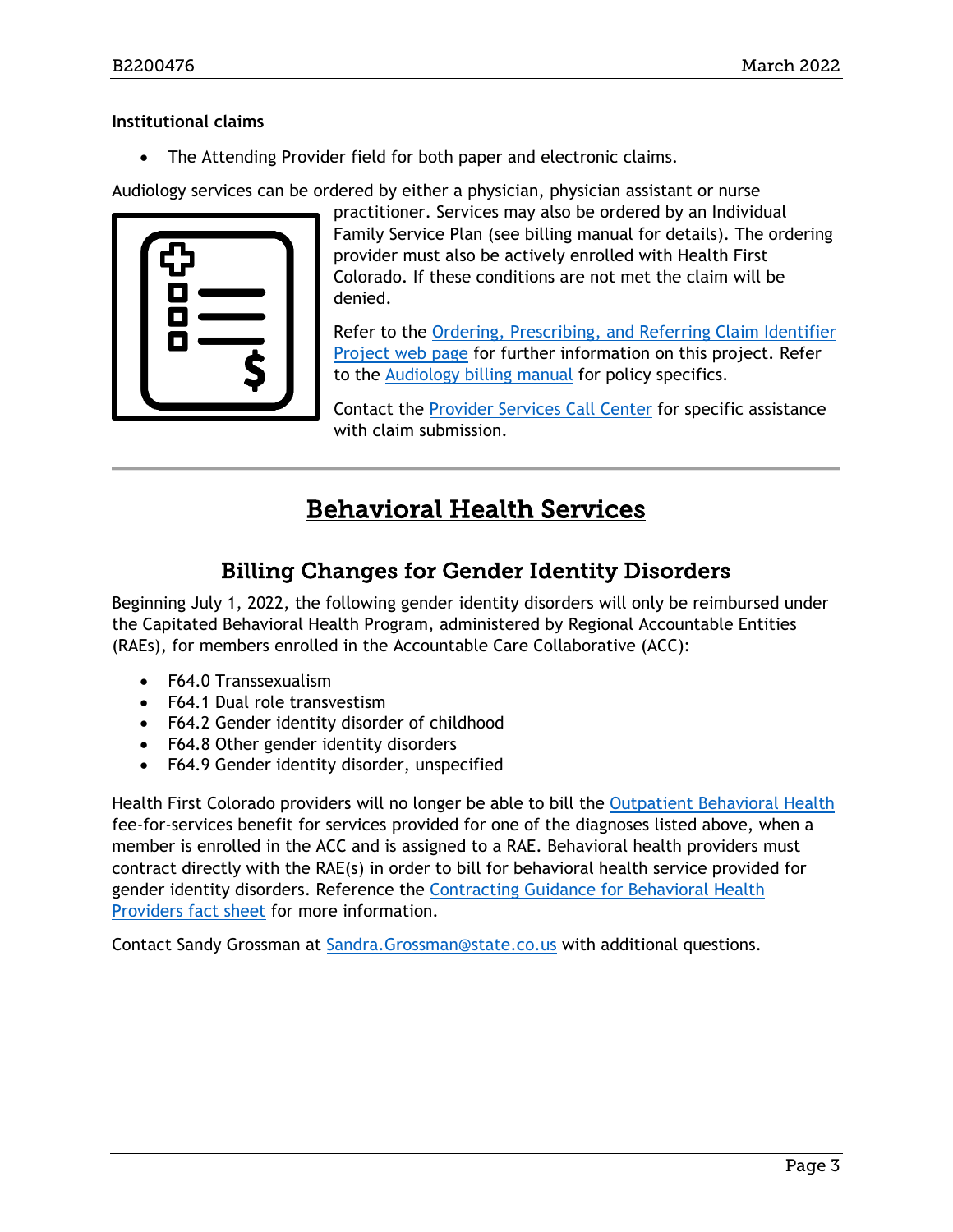**Institutional claims**

- The Attending Provider field for both paper and electronic claims.

Audiology services can be ordered by either a physician, physician assistant or nurse practitioner. Services may also be ordered by an Individual Family Service Plan (see billing manual for details). The ordering provider must also be actively enrolled with Health First Colorado. If these conditions are not met the claim will be denied.

Refer to the Ordering, Prescribing, and Referring Claim Identifier Project web page for further information on this project. Refer to the Audiology billing manual for policy specifics.

Contact the Provider Services Call Center for specific assistance with claim submission.

# Behavioral Health Services

## Billing Changes for Gender Identity Disorders

Beginning July 1, 2022, the following gender identity disorders will only be reimbursed under the Capitated Behavioral Health Program, administered by Regional Accountable Entities (RAEs), for members enrolled in the Accountable Care Collaborative (ACC):

- F64.0 Transsexualism
- F64.1 Dual role transvestism
- F64.2 Gender identity disorder of childhood
- F64.8 Other gender identity disorders
- F64.9 Gender identity disorder, unspecified

Health First Colorado providers will no longer be able to bill the Outpatient Behavioral Health fee-for-services benefit for services provided for one of the diagnoses listed above, when a member is enrolled in the ACC and is assigned to a RAE. Behavioral health providers must contract directly with the RAE(s) in order to bill for behavioral health service provided for gender identity disorders. Reference the Contracting Guidance for Behavioral Health Providers fact sheet for more information.

Contact Sandy Grossman at Sandra.Grossman@state.co.us with additional questions.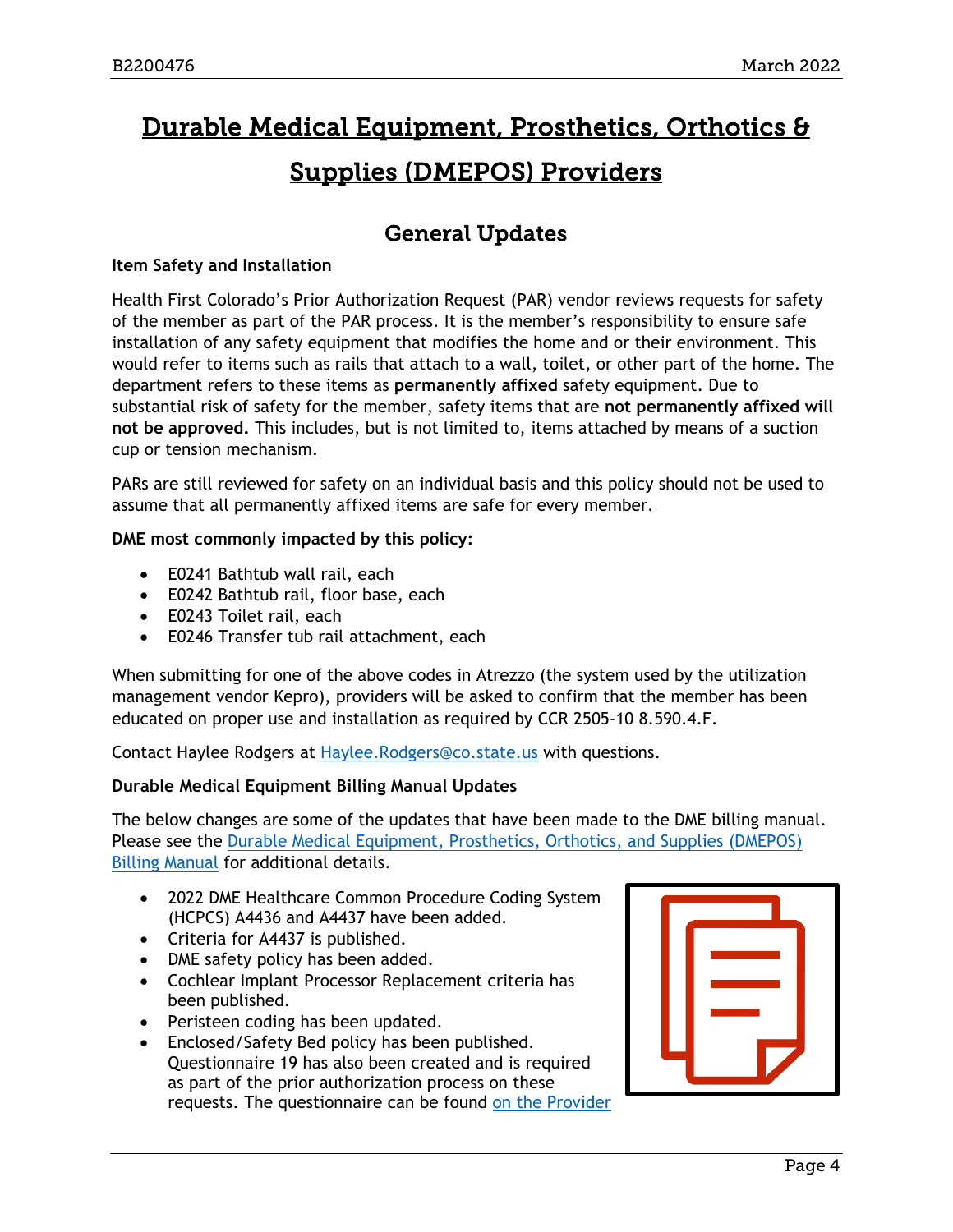# Durable Medical Equipment, Prosthetics, Orthotics & Supplies (DMEPOS) Providers

## General Updates

**Item Safety and Installation**

Health First Colorado's Prior Authorization Request (PAR) vendor reviews requests for safety of the member as part of the PAR process. It is the member's responsibility to ensure safe installation of any safety equipment that modifies the home and or their environment. This would refer to items such as rails that attach to a wall, toilet, or other part of the home. The department refers to these items as **permanently affixed** safety equipment. Due to substantial risk of safety for the member, safety items that are **not permanently affixed will not be approved.** This includes, but is not limited to, items attached by means of a suction cup or tension mechanism.

PARs are still reviewed for safety on an individual basis and this policy should not be used to assume that all permanently affixed items are safe for every member.

**DME most commonly impacted by this policy:**

- E0241 Bathtub wall rail, each
- E0242 Bathtub rail, floor base, each
- E0243 Toilet rail, each
- E0246 Transfer tub rail attachment, each

When submitting for one of the above codes in Atrezzo (the system used by the utilization management vendor Kepro), providers will be asked to confirm that the member has been educated on proper use and installation as required by CCR 2505-10 8.590.4.F.

Contact Haylee Rodgers at Haylee.Rodgers@co.state.us with questions.

**Durable Medical Equipment Billing Manual Updates**

The below changes are some of the updates that have been made to the DME billing manual. Please see the Durable Medical Equipment, Prosthetics, Orthotics, and Supplies (DMEPOS) Billing Manual for additional details.

- 2022 DME Healthcare Common Procedure Coding System (HCPCS) A4436 and A4437 have been added.
- Criteria for A4437 is published.
- DME safety policy has been added.
- Cochlear Implant Processor Replacement criteria has been published.
- Peristeen coding has been updated.
- Enclosed/Safety Bed policy has been published. Questionnaire 19 has also been created and is required as part of the prior authorization process on these requests. The questionnaire can be found on the Provider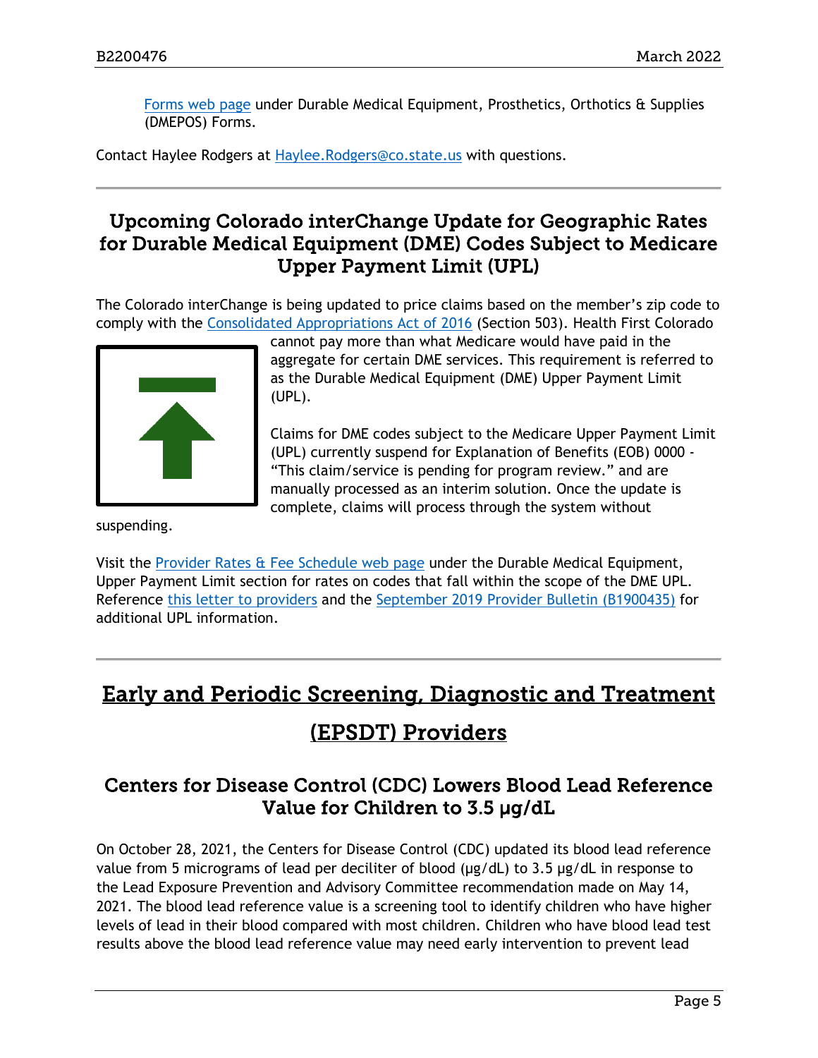Forms web page under Durable Medical Equipment, Prosthetics, Orthotics & Supplies (DMEPOS) Forms.

Contact Haylee Rodgers at Haylee.Rodgers@co.state.us with questions.

---

### Upcoming Colorado interChange Update for Geographic Rates for Durable Medical Equipment (DME) Codes Subject to Medicare Upper Payment Limit (UPL)

The Colorado interChange is being updated to price claims based on the member's zip code to comply with the Consolidated Appropriations Act of 2016 (Section 503). Health First Colorado cannot pay more than what Medicare would have paid in the aggregate for certain DME services. This requirement is referred to as the Durable Medical Equipment (DME) Upper Payment Limit (UPL).

Claims for DME codes subject to the Medicare Upper Payment Limit (UPL) currently suspend for Explanation of Benefits (EOB) 0000 - "This claim/service is pending for program review." and are manually processed as an interim solution. Once the update is complete, claims will process through the system without suspending.

Visit the Provider Rates & Fee Schedule web page under the Durable Medical Equipment, Upper Payment Limit section for rates on codes that fall within the scope of the DME UPL. Reference this letter to providers and the September 2019 Provider Bulletin (B1900435) for additional UPL information.

---

## Early and Periodic Screening, Diagnostic and Treatment (EPSDT) Providers

### Centers for Disease Control (CDC) Lowers Blood Lead Reference Value for Children to 3.5 µg/dL

On October 28, 2021, the Centers for Disease Control (CDC) updated its blood lead reference value from 5 micrograms of lead per deciliter of blood (µg/dL) to 3.5 µg/dL in response to the Lead Exposure Prevention and Advisory Committee recommendation made on May 14, 2021. The blood lead reference value is a screening tool to identify children who have higher levels of lead in their blood compared with most children. Children who have blood lead test results above the blood lead reference value may need early intervention to prevent lead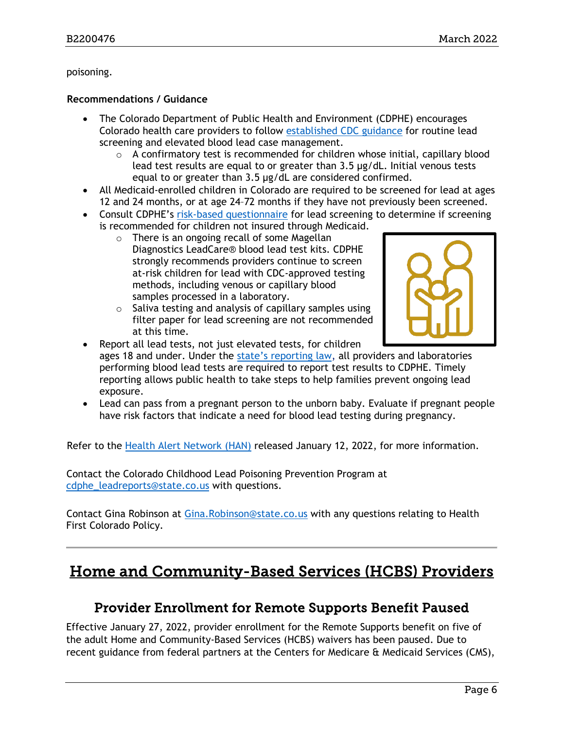poisoning.

**Recommendations / Guidance**

- The Colorado Department of Public Health and Environment (CDPHE) encourages Colorado health care providers to follow established CDC guidance for routine lead screening and elevated blood lead case management.
  - A confirmatory test is recommended for children whose initial, capillary blood lead test results are equal to or greater than 3.5 µg/dL. Initial venous tests equal to or greater than 3.5 µg/dL are considered confirmed.
- All Medicaid-enrolled children in Colorado are required to be screened for lead at ages 12 and 24 months, or at age 24–72 months if they have not previously been screened.
- Consult CDPHE's risk-based questionnaire for lead screening to determine if screening is recommended for children not insured through Medicaid.
  - There is an ongoing recall of some Magellan Diagnostics LeadCare® blood lead test kits. CDPHE strongly recommends providers continue to screen at-risk children for lead with CDC-approved testing methods, including venous or capillary blood samples processed in a laboratory.
  - Saliva testing and analysis of capillary samples using filter paper for lead screening are not recommended at this time.
- Report all lead tests, not just elevated tests, for children ages 18 and under. Under the state's reporting law, all providers and laboratories performing blood lead tests are required to report test results to CDPHE. Timely reporting allows public health to take steps to help families prevent ongoing lead exposure.
- Lead can pass from a pregnant person to the unborn baby. Evaluate if pregnant people have risk factors that indicate a need for blood lead testing during pregnancy.

Refer to the Health Alert Network (HAN) released January 12, 2022, for more information.

Contact the Colorado Childhood Lead Poisoning Prevention Program at cdphe_leadreports@state.co.us with questions.

Contact Gina Robinson at Gina.Robinson@state.co.us with any questions relating to Health First Colorado Policy.

# Home and Community-Based Services (HCBS) Providers

## Provider Enrollment for Remote Supports Benefit Paused

Effective January 27, 2022, provider enrollment for the Remote Supports benefit on five of the adult Home and Community-Based Services (HCBS) waivers has been paused. Due to recent guidance from federal partners at the Centers for Medicare & Medicaid Services (CMS),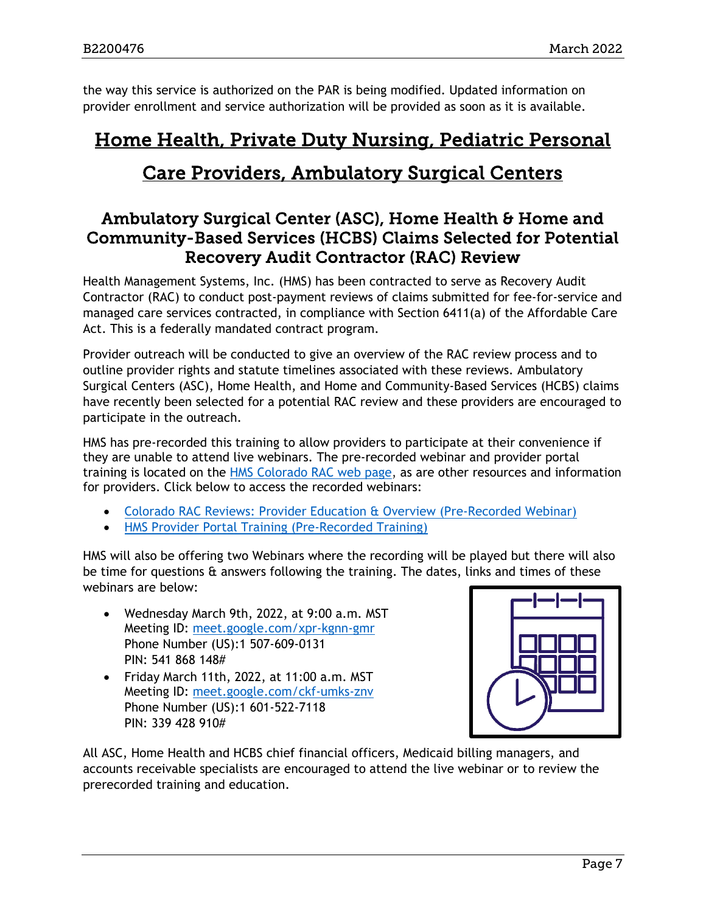the way this service is authorized on the PAR is being modified. Updated information on provider enrollment and service authorization will be provided as soon as it is available.

# Home Health, Private Duty Nursing, Pediatric Personal Care Providers, Ambulatory Surgical Centers

## Ambulatory Surgical Center (ASC), Home Health & Home and Community-Based Services (HCBS) Claims Selected for Potential Recovery Audit Contractor (RAC) Review

Health Management Systems, Inc. (HMS) has been contracted to serve as Recovery Audit Contractor (RAC) to conduct post-payment reviews of claims submitted for fee-for-service and managed care services contracted, in compliance with Section 6411(a) of the Affordable Care Act. This is a federally mandated contract program.

Provider outreach will be conducted to give an overview of the RAC review process and to outline provider rights and statute timelines associated with these reviews. Ambulatory Surgical Centers (ASC), Home Health, and Home and Community-Based Services (HCBS) claims have recently been selected for a potential RAC review and these providers are encouraged to participate in the outreach.

HMS has pre-recorded this training to allow providers to participate at their convenience if they are unable to attend live webinars. The pre-recorded webinar and provider portal training is located on the HMS Colorado RAC web page, as are other resources and information for providers. Click below to access the recorded webinars:

- Colorado RAC Reviews: Provider Education & Overview (Pre-Recorded Webinar)
- HMS Provider Portal Training (Pre-Recorded Training)

HMS will also be offering two Webinars where the recording will be played but there will also be time for questions & answers following the training. The dates, links and times of these webinars are below:

- Wednesday March 9th, 2022, at 9:00 a.m. MST
  Meeting ID: meet.google.com/xpr-kgnn-gmr
  Phone Number (US):1 507-609-0131
  PIN: 541 868 148#
- Friday March 11th, 2022, at 11:00 a.m. MST
  Meeting ID: meet.google.com/ckf-umks-znv
  Phone Number (US):1 601-522-7118
  PIN: 339 428 910#

All ASC, Home Health and HCBS chief financial officers, Medicaid billing managers, and accounts receivable specialists are encouraged to attend the live webinar or to review the prerecorded training and education.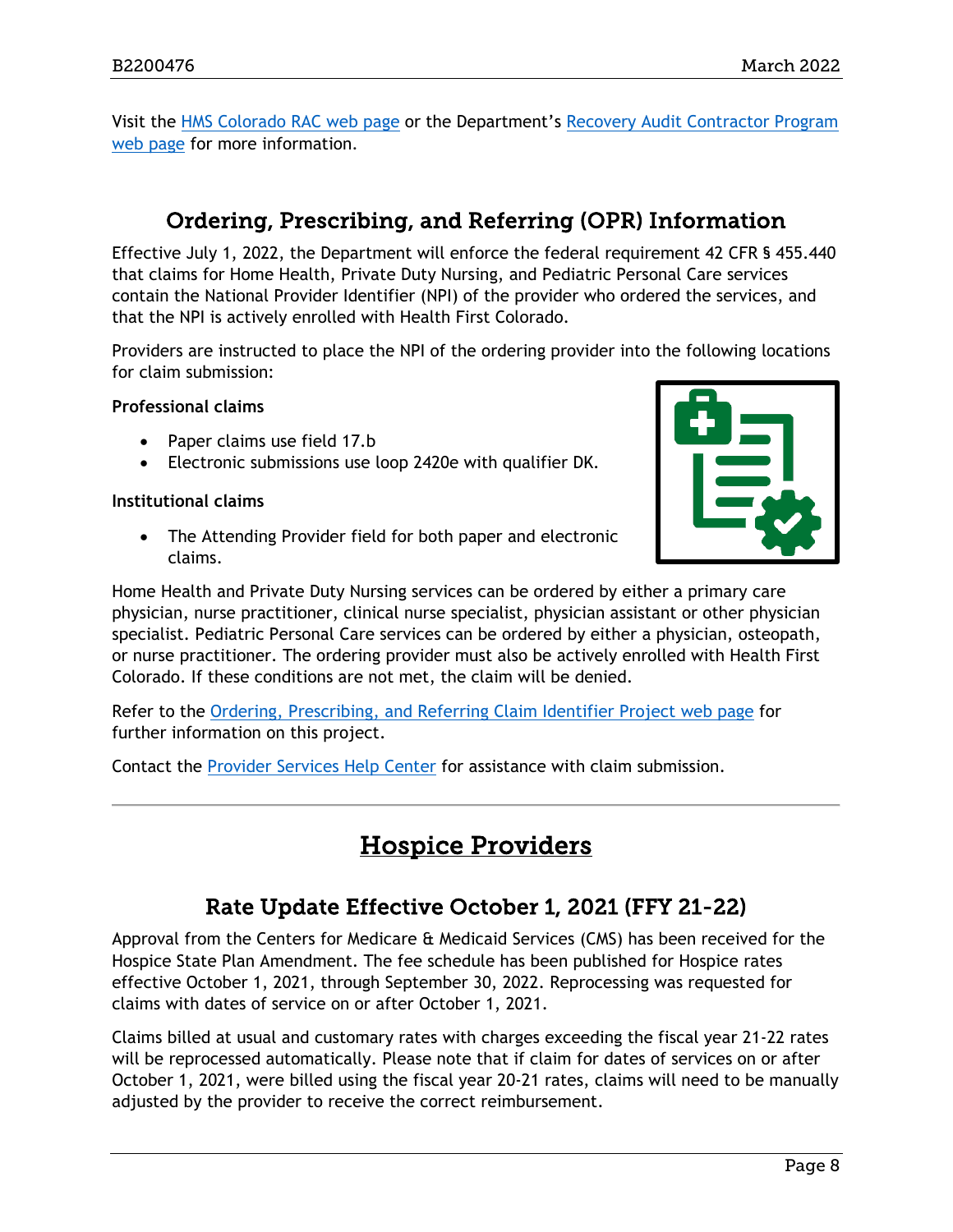Visit the HMS Colorado RAC web page or the Department's Recovery Audit Contractor Program web page for more information.

## Ordering, Prescribing, and Referring (OPR) Information

Effective July 1, 2022, the Department will enforce the federal requirement 42 CFR § 455.440 that claims for Home Health, Private Duty Nursing, and Pediatric Personal Care services contain the National Provider Identifier (NPI) of the provider who ordered the services, and that the NPI is actively enrolled with Health First Colorado.

Providers are instructed to place the NPI of the ordering provider into the following locations for claim submission:

**Professional claims**

- Paper claims use field 17.b
- Electronic submissions use loop 2420e with qualifier DK.

**Institutional claims**

- The Attending Provider field for both paper and electronic claims.

Home Health and Private Duty Nursing services can be ordered by either a primary care physician, nurse practitioner, clinical nurse specialist, physician assistant or other physician specialist. Pediatric Personal Care services can be ordered by either a physician, osteopath, or nurse practitioner. The ordering provider must also be actively enrolled with Health First Colorado. If these conditions are not met, the claim will be denied.

Refer to the Ordering, Prescribing, and Referring Claim Identifier Project web page for further information on this project.

Contact the Provider Services Help Center for assistance with claim submission.

# Hospice Providers

## Rate Update Effective October 1, 2021 (FFY 21-22)

Approval from the Centers for Medicare & Medicaid Services (CMS) has been received for the Hospice State Plan Amendment. The fee schedule has been published for Hospice rates effective October 1, 2021, through September 30, 2022. Reprocessing was requested for claims with dates of service on or after October 1, 2021.

Claims billed at usual and customary rates with charges exceeding the fiscal year 21-22 rates will be reprocessed automatically. Please note that if claim for dates of services on or after October 1, 2021, were billed using the fiscal year 20-21 rates, claims will need to be manually adjusted by the provider to receive the correct reimbursement.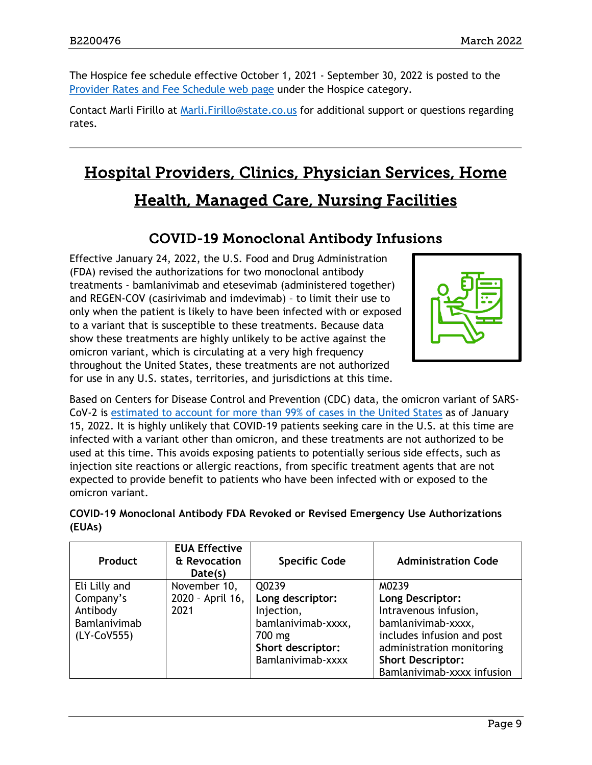The Hospice fee schedule effective October 1, 2021 - September 30, 2022 is posted to the [Provider Rates and Fee Schedule web page](#) under the Hospice category.

Contact Marli Firillo at [Marli.Firillo@state.co.us](mailto:Marli.Firillo@state.co.us) for additional support or questions regarding rates.

---

# Hospital Providers, Clinics, Physician Services, Home Health, Managed Care, Nursing Facilities

## COVID-19 Monoclonal Antibody Infusions

Effective January 24, 2022, the U.S. Food and Drug Administration (FDA) revised the authorizations for two monoclonal antibody treatments - bamlanivimab and etesevimab (administered together) and REGEN-COV (casirivimab and imdevimab) – to limit their use to only when the patient is likely to have been infected with or exposed to a variant that is susceptible to these treatments. Because data show these treatments are highly unlikely to be active against the omicron variant, which is circulating at a very high frequency throughout the United States, these treatments are not authorized for use in any U.S. states, territories, and jurisdictions at this time.

Based on Centers for Disease Control and Prevention (CDC) data, the omicron variant of SARS-CoV-2 is [estimated to account for more than 99% of cases in the United States](#) as of January 15, 2022. It is highly unlikely that COVID-19 patients seeking care in the U.S. at this time are infected with a variant other than omicron, and these treatments are not authorized to be used at this time. This avoids exposing patients to potentially serious side effects, such as injection site reactions or allergic reactions, from specific treatment agents that are not expected to provide benefit to patients who have been infected with or exposed to the omicron variant.

**COVID-19 Monoclonal Antibody FDA Revoked or Revised Emergency Use Authorizations (EUAs)**

| Product | EUA Effective & Revocation Date(s) | Specific Code | Administration Code |
|---|---|---|---|
| Eli Lilly and Company's Antibody Bamlanivimab (LY-CoV555) | November 10, 2020 - April 16, 2021 | Q0239 **Long descriptor:** Injection, bamlanivimab-xxxx, 700 mg **Short descriptor:** Bamlanivimab-xxxx | M0239 **Long Descriptor:** Intravenous infusion, bamlanivimab-xxxx, includes infusion and post administration monitoring **Short Descriptor:** Bamlanivimab-xxxx infusion |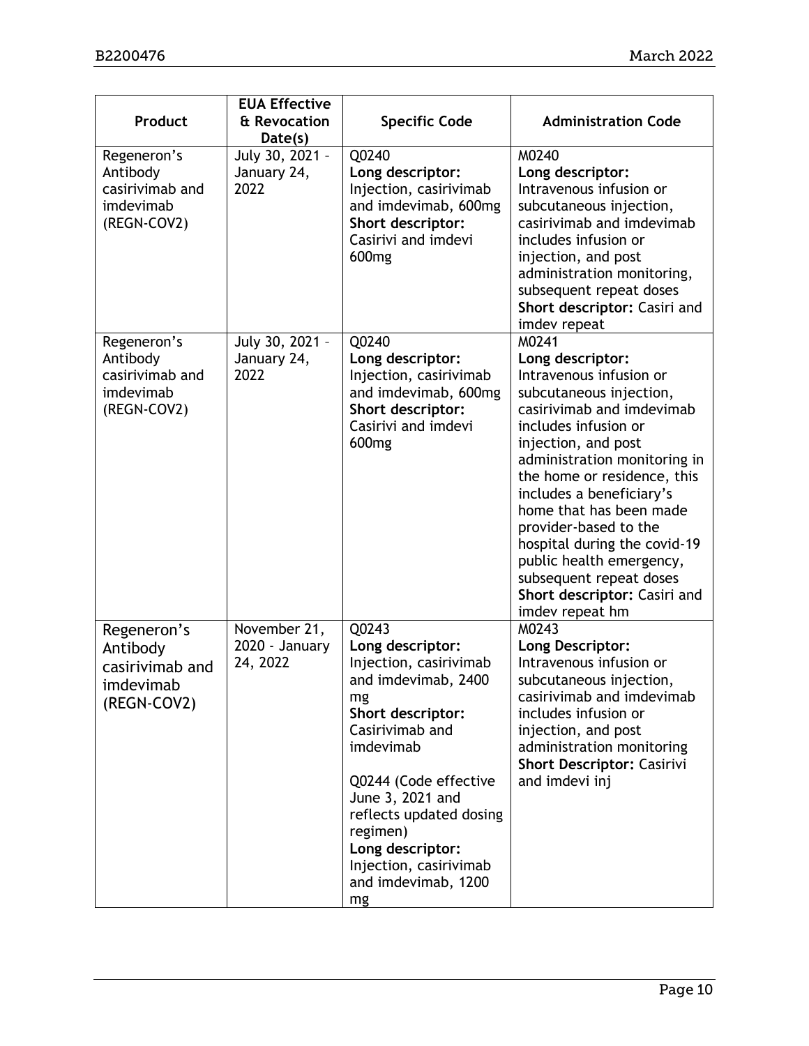| Product | EUA Effective & Revocation Date(s) | Specific Code | Administration Code |
|---|---|---|---|
| Regeneron's Antibody casirivimab and imdevimab (REGN-COV2) | July 30, 2021 - January 24, 2022 | Q0240 **Long descriptor:** Injection, casirivimab and imdevimab, 600mg **Short descriptor:** Casirivi and imdevi 600mg | M0240 **Long descriptor:** Intravenous infusion or subcutaneous injection, casirivimab and imdevimab includes infusion or injection, and post administration monitoring, subsequent repeat doses **Short descriptor:** Casiri and imdev repeat |
| Regeneron's Antibody casirivimab and imdevimab (REGN-COV2) | July 30, 2021 - January 24, 2022 | Q0240 **Long descriptor:** Injection, casirivimab and imdevimab, 600mg **Short descriptor:** Casirivi and imdevi 600mg | M0241 **Long descriptor:** Intravenous infusion or subcutaneous injection, casirivimab and imdevimab includes infusion or injection, and post administration monitoring in the home or residence, this includes a beneficiary's home that has been made provider-based to the hospital during the covid-19 public health emergency, subsequent repeat doses **Short descriptor:** Casiri and imdev repeat hm |
| Regeneron's Antibody casirivimab and imdevimab (REGN-COV2) | November 21, 2020 - January 24, 2022 | Q0243 **Long descriptor:** Injection, casirivimab and imdevimab, 2400 mg **Short descriptor:** Casirivimab and imdevimab<br><br>Q0244 (Code effective June 3, 2021 and reflects updated dosing regimen) **Long descriptor:** Injection, casirivimab and imdevimab, 1200 mg | M0243 **Long Descriptor:** Intravenous infusion or subcutaneous injection, casirivimab and imdevimab includes infusion or injection, and post administration monitoring **Short Descriptor:** Casirivi and imdevi inj |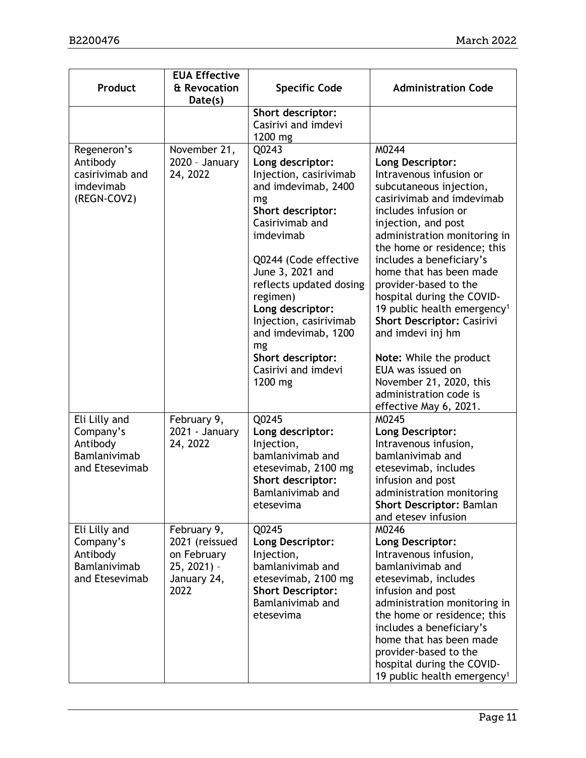| Product | EUA Effective & Revocation Date(s) | Specific Code | Administration Code |
|---|---|---|---|
| | | **Short descriptor:** Casirivi and imdevi 1200 mg | |
| Regeneron's Antibody casirivimab and imdevimab (REGN-COV2) | November 21, 2020 – January 24, 2022 | Q0243 **Long descriptor:** Injection, casirivimab and imdevimab, 2400 mg **Short descriptor:** Casirivimab and imdevimab<br><br>Q0244 (Code effective June 3, 2021 and reflects updated dosing regimen) **Long descriptor:** Injection, casirivimab and imdevimab, 1200 mg **Short descriptor:** Casirivi and imdevi 1200 mg | M0244 **Long Descriptor:** Intravenous infusion or subcutaneous injection, casirivimab and imdevimab includes infusion or injection, and post administration monitoring in the home or residence; this includes a beneficiary's home that has been made provider-based to the hospital during the COVID-19 public health emergency[1] **Short Descriptor:** Casirivi and imdevi inj hm<br><br>**Note:** While the product EUA was issued on November 21, 2020, this administration code is effective May 6, 2021. |
| Eli Lilly and Company's Antibody Bamlanivimab and Etesevimab | February 9, 2021 - January 24, 2022 | Q0245 **Long descriptor:** Injection, bamlanivimab and etesevimab, 2100 mg **Short descriptor:** Bamlanivimab and etesevima | M0245 **Long Descriptor:** Intravenous infusion, bamlanivimab and etesevimab, includes infusion and post administration monitoring **Short Descriptor:** Bamlan and etesev infusion |
| Eli Lilly and Company's Antibody Bamlanivimab and Etesevimab | February 9, 2021 (reissued on February 25, 2021) – January 24, 2022 | Q0245 **Long Descriptor:** Injection, bamlanivimab and etesevimab, 2100 mg **Short Descriptor:** Bamlanivimab and etesevima | M0246 **Long Descriptor:** Intravenous infusion, bamlanivimab and etesevimab, includes infusion and post administration monitoring in the home or residence; this includes a beneficiary's home that has been made provider-based to the hospital during the COVID-19 public health emergency[1] |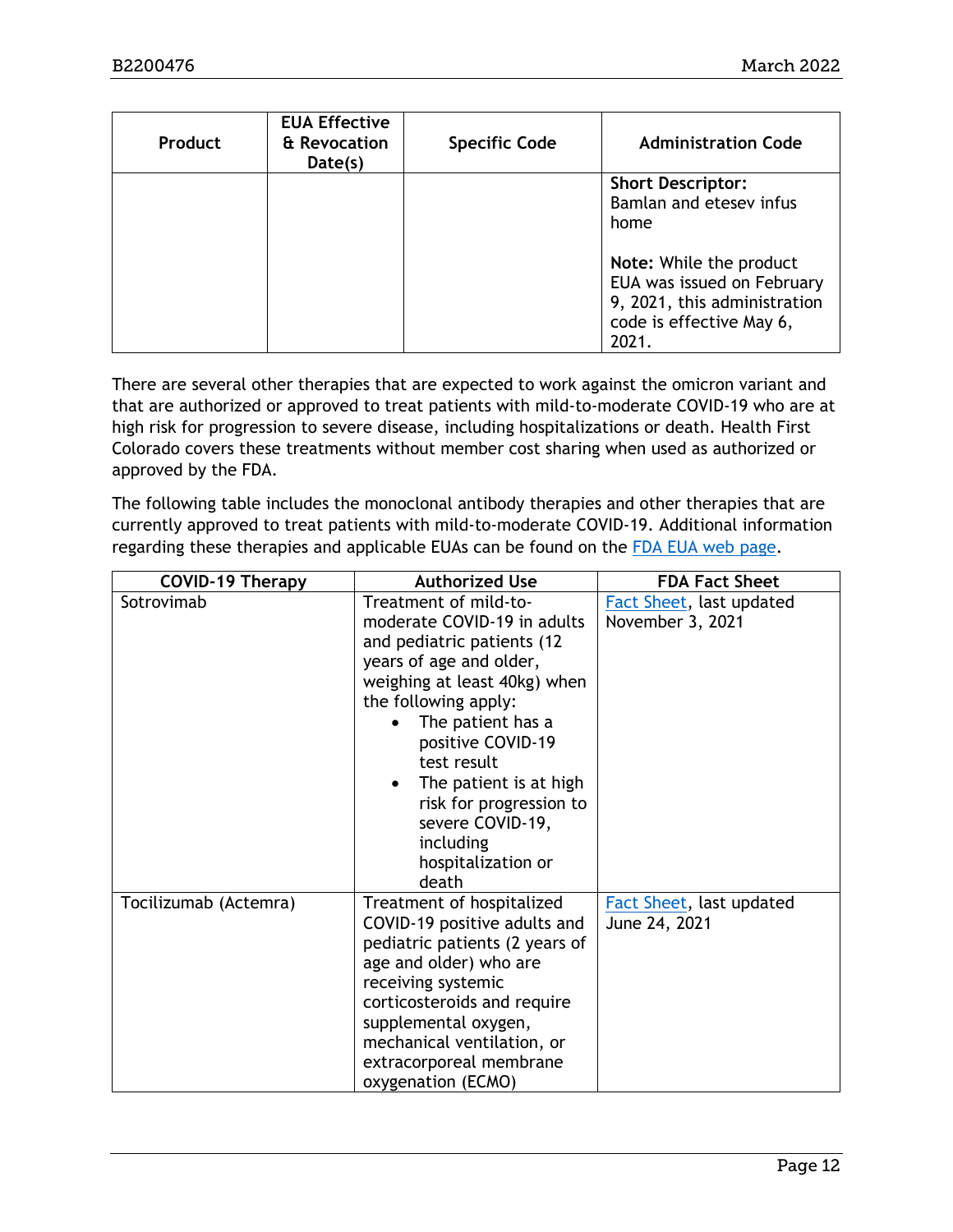| Product | EUA Effective & Revocation Date(s) | Specific Code | Administration Code |
|---|---|---|---|
| | | | **Short Descriptor:** Bamlan and etesev infus home<br><br>**Note:** While the product EUA was issued on February 9, 2021, this administration code is effective May 6, 2021. |

There are several other therapies that are expected to work against the omicron variant and that are authorized or approved to treat patients with mild-to-moderate COVID-19 who are at high risk for progression to severe disease, including hospitalizations or death. Health First Colorado covers these treatments without member cost sharing when used as authorized or approved by the FDA.

The following table includes the monoclonal antibody therapies and other therapies that are currently approved to treat patients with mild-to-moderate COVID-19. Additional information regarding these therapies and applicable EUAs can be found on the FDA EUA web page.

| COVID-19 Therapy | Authorized Use | FDA Fact Sheet |
|---|---|---|
| Sotrovimab | Treatment of mild-to-moderate COVID-19 in adults and pediatric patients (12 years of age and older, weighing at least 40kg) when the following apply:<br>• The patient has a positive COVID-19 test result<br>• The patient is at high risk for progression to severe COVID-19, including hospitalization or death | Fact Sheet, last updated November 3, 2021 |
| Tocilizumab (Actemra) | Treatment of hospitalized COVID-19 positive adults and pediatric patients (2 years of age and older) who are receiving systemic corticosteroids and require supplemental oxygen, mechanical ventilation, or extracorporeal membrane oxygenation (ECMO) | Fact Sheet, last updated June 24, 2021 |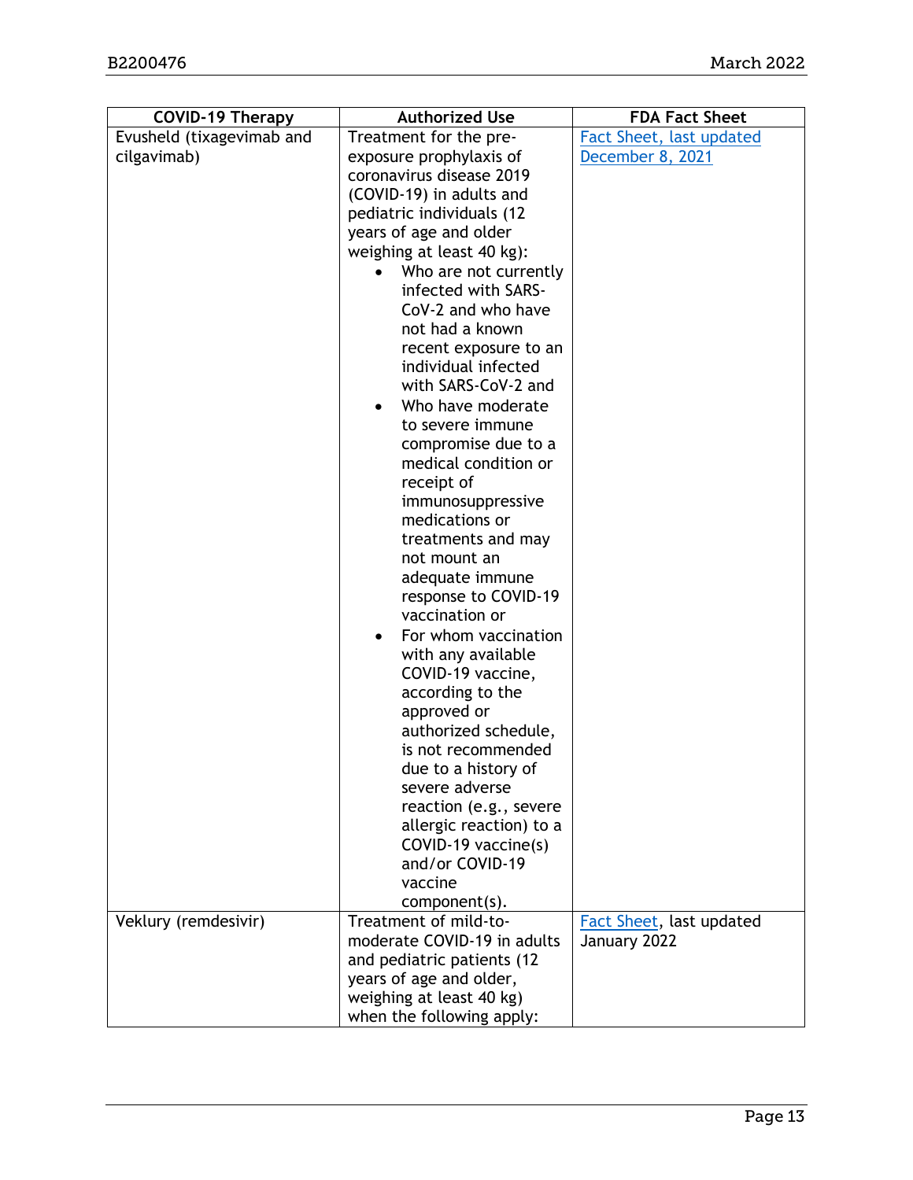| COVID-19 Therapy | Authorized Use | FDA Fact Sheet |
|---|---|---|
| Evusheld (tixagevimab and cilgavimab) | Treatment for the pre-exposure prophylaxis of coronavirus disease 2019 (COVID-19) in adults and pediatric individuals (12 years of age and older weighing at least 40 kg):<br>• Who are not currently infected with SARS-CoV-2 and who have not had a known recent exposure to an individual infected with SARS-CoV-2 and<br>• Who have moderate to severe immune compromise due to a medical condition or receipt of immunosuppressive medications or treatments and may not mount an adequate immune response to COVID-19 vaccination or<br>• For whom vaccination with any available COVID-19 vaccine, according to the approved or authorized schedule, is not recommended due to a history of severe adverse reaction (e.g., severe allergic reaction) to a COVID-19 vaccine(s) and/or COVID-19 vaccine component(s). | Fact Sheet, last updated December 8, 2021 |
| Veklury (remdesivir) | Treatment of mild-to-moderate COVID-19 in adults and pediatric patients (12 years of age and older, weighing at least 40 kg) when the following apply: | Fact Sheet, last updated January 2022 |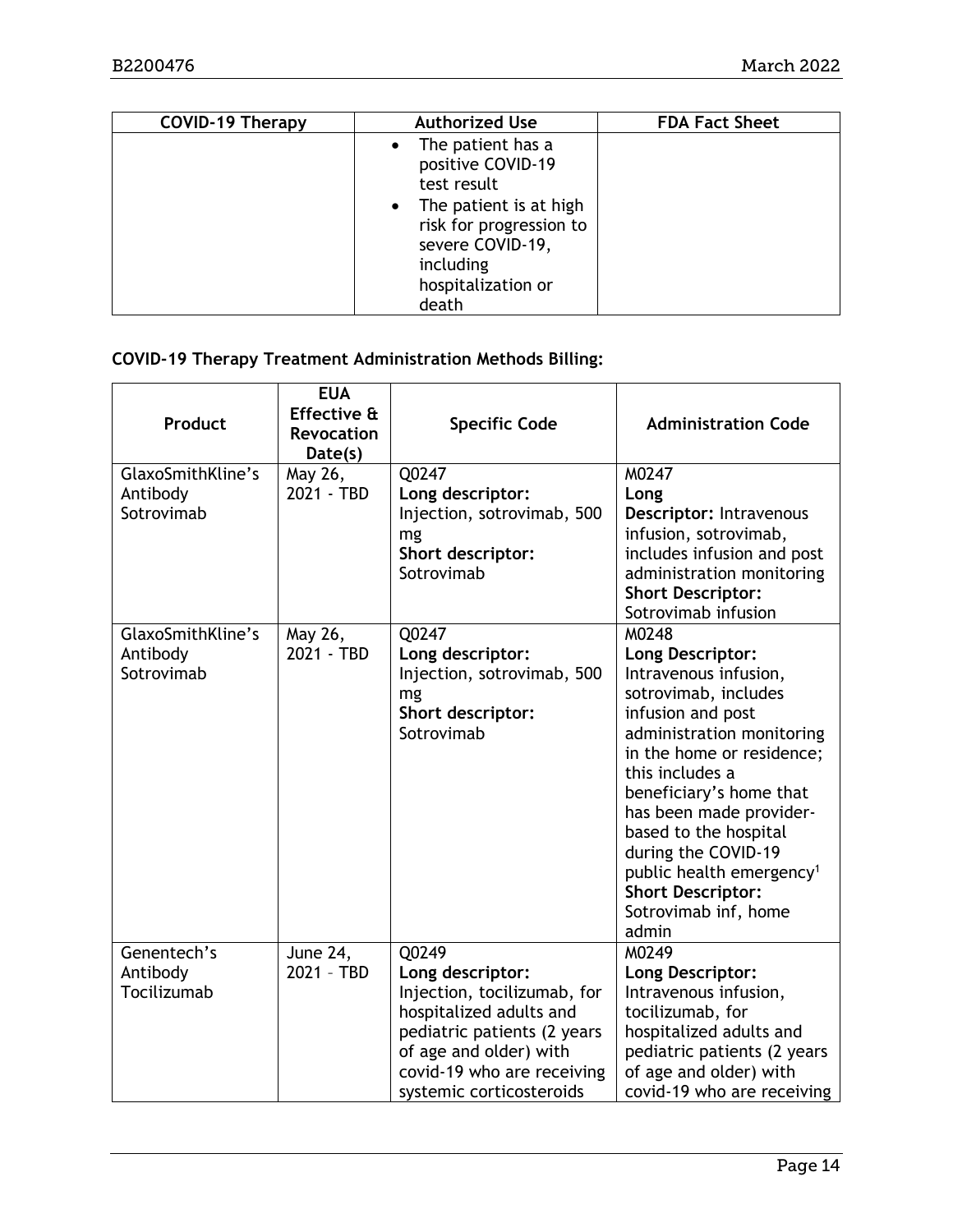| COVID-19 Therapy | Authorized Use | FDA Fact Sheet |
|---|---|---|
| | • The patient has a positive COVID-19 test result<br>• The patient is at high risk for progression to severe COVID-19, including hospitalization or death | |

**COVID-19 Therapy Treatment Administration Methods Billing:**

| Product | EUA Effective & Revocation Date(s) | Specific Code | Administration Code |
|---|---|---|---|
| GlaxoSmithKline's Antibody Sotrovimab | May 26, 2021 - TBD | Q0247<br>**Long descriptor:** Injection, sotrovimab, 500 mg<br>**Short descriptor:** Sotrovimab | M0247<br>**Long Descriptor:** Intravenous infusion, sotrovimab, includes infusion and post administration monitoring<br>**Short Descriptor:** Sotrovimab infusion |
| GlaxoSmithKline's Antibody Sotrovimab | May 26, 2021 - TBD | Q0247<br>**Long descriptor:** Injection, sotrovimab, 500 mg<br>**Short descriptor:** Sotrovimab | M0248<br>**Long Descriptor:** Intravenous infusion, sotrovimab, includes infusion and post administration monitoring in the home or residence; this includes a beneficiary's home that has been made provider-based to the hospital during the COVID-19 public health emergency[1]<br>**Short Descriptor:** Sotrovimab inf, home admin |
| Genentech's Antibody Tocilizumab | June 24, 2021 – TBD | Q0249<br>**Long descriptor:** Injection, tocilizumab, for hospitalized adults and pediatric patients (2 years of age and older) with covid-19 who are receiving systemic corticosteroids | M0249<br>**Long Descriptor:** Intravenous infusion, tocilizumab, for hospitalized adults and pediatric patients (2 years of age and older) with covid-19 who are receiving |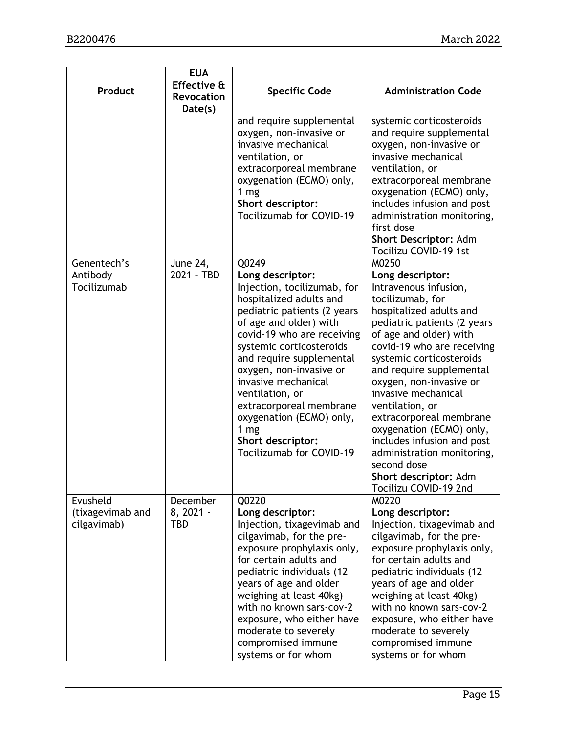| Product | EUA Effective & Revocation Date(s) | Specific Code | Administration Code |
|---|---|---|---|
| | | and require supplemental oxygen, non-invasive or invasive mechanical ventilation, or extracorporeal membrane oxygenation (ECMO) only, 1 mg<br>**Short descriptor:** Tocilizumab for COVID-19 | systemic corticosteroids and require supplemental oxygen, non-invasive or invasive mechanical ventilation, or extracorporeal membrane oxygenation (ECMO) only, includes infusion and post administration monitoring, first dose<br>**Short Descriptor:** Adm Tocilizu COVID-19 1st |
| Genentech's Antibody Tocilizumab | June 24, 2021 – TBD | Q0249<br>**Long descriptor:** Injection, tocilizumab, for hospitalized adults and pediatric patients (2 years of age and older) with covid-19 who are receiving systemic corticosteroids and require supplemental oxygen, non-invasive or invasive mechanical ventilation, or extracorporeal membrane oxygenation (ECMO) only, 1 mg<br>**Short descriptor:** Tocilizumab for COVID-19 | M0250<br>**Long descriptor:** Intravenous infusion, tocilizumab, for hospitalized adults and pediatric patients (2 years of age and older) with covid-19 who are receiving systemic corticosteroids and require supplemental oxygen, non-invasive or invasive mechanical ventilation, or extracorporeal membrane oxygenation (ECMO) only, includes infusion and post administration monitoring, second dose<br>**Short descriptor:** Adm Tocilizu COVID-19 2nd |
| Evusheld (tixagevimab and cilgavimab) | December 8, 2021 - TBD | Q0220<br>**Long descriptor:** Injection, tixagevimab and cilgavimab, for the pre-exposure prophylaxis only, for certain adults and pediatric individuals (12 years of age and older weighing at least 40kg) with no known sars-cov-2 exposure, who either have moderate to severely compromised immune systems or for whom | M0220<br>**Long descriptor:** Injection, tixagevimab and cilgavimab, for the pre-exposure prophylaxis only, for certain adults and pediatric individuals (12 years of age and older weighing at least 40kg) with no known sars-cov-2 exposure, who either have moderate to severely compromised immune systems or for whom |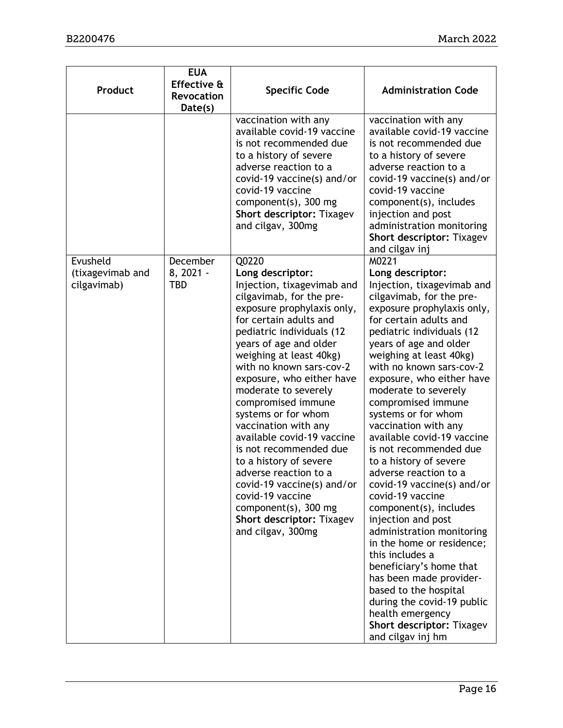| Product | EUA Effective & Revocation Date(s) | Specific Code | Administration Code |
|---|---|---|---|
| | | vaccination with any available covid-19 vaccine is not recommended due to a history of severe adverse reaction to a covid-19 vaccine(s) and/or covid-19 vaccine component(s), 300 mg<br>**Short descriptor:** Tixagev and cilgav, 300mg | vaccination with any available covid-19 vaccine is not recommended due to a history of severe adverse reaction to a covid-19 vaccine(s) and/or covid-19 vaccine component(s), includes injection and post administration monitoring<br>**Short descriptor:** Tixagev and cilgav inj |
| Evusheld (tixagevimab and cilgavimab) | December 8, 2021 - TBD | Q0220<br>**Long descriptor:**<br>Injection, tixagevimab and cilgavimab, for the pre-exposure prophylaxis only, for certain adults and pediatric individuals (12 years of age and older weighing at least 40kg) with no known sars-cov-2 exposure, who either have moderate to severely compromised immune systems or for whom vaccination with any available covid-19 vaccine is not recommended due to a history of severe adverse reaction to a covid-19 vaccine(s) and/or covid-19 vaccine component(s), 300 mg<br>**Short descriptor:** Tixagev and cilgav, 300mg | M0221<br>**Long descriptor:**<br>Injection, tixagevimab and cilgavimab, for the pre-exposure prophylaxis only, for certain adults and pediatric individuals (12 years of age and older weighing at least 40kg) with no known sars-cov-2 exposure, who either have moderate to severely compromised immune systems or for whom vaccination with any available covid-19 vaccine is not recommended due to a history of severe adverse reaction to a covid-19 vaccine(s) and/or covid-19 vaccine component(s), includes injection and post administration monitoring in the home or residence; this includes a beneficiary's home that has been made provider-based to the hospital during the covid-19 public health emergency<br>**Short descriptor:** Tixagev and cilgav inj hm |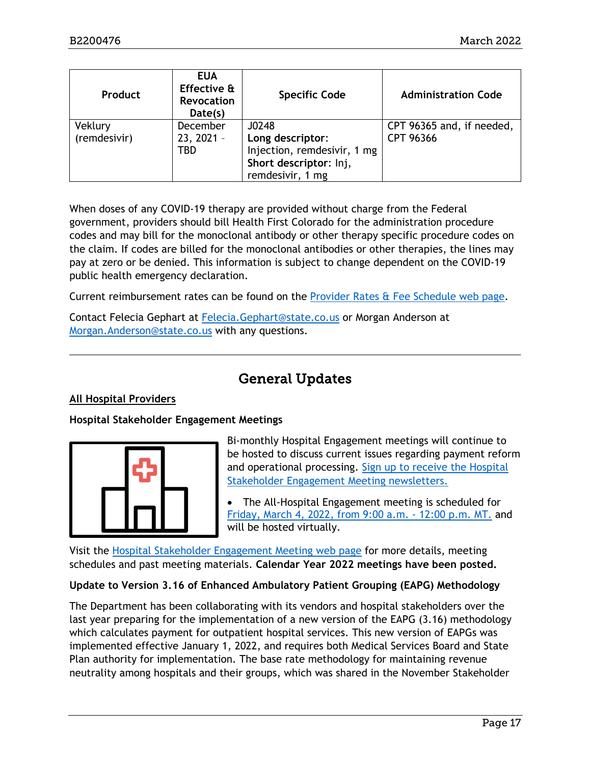| Product | EUA Effective & Revocation Date(s) | Specific Code | Administration Code |
|---|---|---|---|
| Veklury (remdesivir) | December 23, 2021 - TBD | J0248 **Long descriptor**: Injection, remdesivir, 1 mg **Short descriptor**: Inj, remdesivir, 1 mg | CPT 96365 and, if needed, CPT 96366 |

When doses of any COVID-19 therapy are provided without charge from the Federal government, providers should bill Health First Colorado for the administration procedure codes and may bill for the monoclonal antibody or other therapy specific procedure codes on the claim. If codes are billed for the monoclonal antibodies or other therapies, the lines may pay at zero or be denied. This information is subject to change dependent on the COVID-19 public health emergency declaration.

Current reimbursement rates can be found on the Provider Rates & Fee Schedule web page.

Contact Felecia Gephart at Felecia.Gephart@state.co.us or Morgan Anderson at Morgan.Anderson@state.co.us with any questions.

## General Updates

**All Hospital Providers**

**Hospital Stakeholder Engagement Meetings**

Bi-monthly Hospital Engagement meetings will continue to be hosted to discuss current issues regarding payment reform and operational processing. Sign up to receive the Hospital Stakeholder Engagement Meeting newsletters.

- The All-Hospital Engagement meeting is scheduled for Friday, March 4, 2022, from 9:00 a.m. - 12:00 p.m. MT. and will be hosted virtually.

Visit the Hospital Stakeholder Engagement Meeting web page for more details, meeting schedules and past meeting materials. **Calendar Year 2022 meetings have been posted.**

**Update to Version 3.16 of Enhanced Ambulatory Patient Grouping (EAPG) Methodology**

The Department has been collaborating with its vendors and hospital stakeholders over the last year preparing for the implementation of a new version of the EAPG (3.16) methodology which calculates payment for outpatient hospital services. This new version of EAPGs was implemented effective January 1, 2022, and requires both Medical Services Board and State Plan authority for implementation. The base rate methodology for maintaining revenue neutrality among hospitals and their groups, which was shared in the November Stakeholder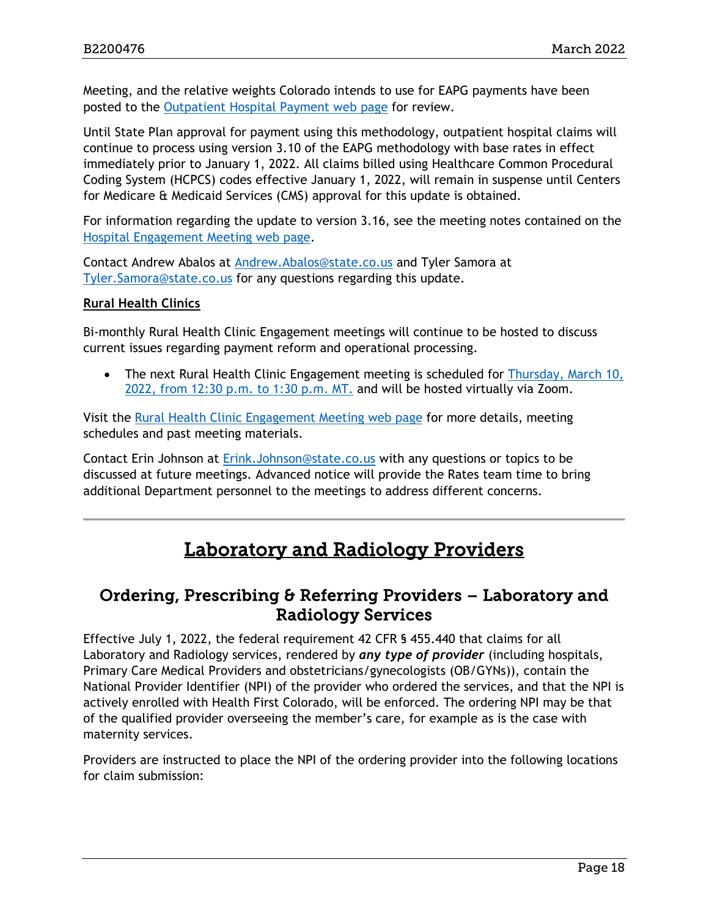Meeting, and the relative weights Colorado intends to use for EAPG payments have been posted to the Outpatient Hospital Payment web page for review.

Until State Plan approval for payment using this methodology, outpatient hospital claims will continue to process using version 3.10 of the EAPG methodology with base rates in effect immediately prior to January 1, 2022. All claims billed using Healthcare Common Procedural Coding System (HCPCS) codes effective January 1, 2022, will remain in suspense until Centers for Medicare & Medicaid Services (CMS) approval for this update is obtained.

For information regarding the update to version 3.16, see the meeting notes contained on the Hospital Engagement Meeting web page.

Contact Andrew Abalos at Andrew.Abalos@state.co.us and Tyler Samora at Tyler.Samora@state.co.us for any questions regarding this update.

**Rural Health Clinics**

Bi-monthly Rural Health Clinic Engagement meetings will continue to be hosted to discuss current issues regarding payment reform and operational processing.

- The next Rural Health Clinic Engagement meeting is scheduled for Thursday, March 10, 2022, from 12:30 p.m. to 1:30 p.m. MT. and will be hosted virtually via Zoom.

Visit the Rural Health Clinic Engagement Meeting web page for more details, meeting schedules and past meeting materials.

Contact Erin Johnson at Erink.Johnson@state.co.us with any questions or topics to be discussed at future meetings. Advanced notice will provide the Rates team time to bring additional Department personnel to the meetings to address different concerns.

---

# Laboratory and Radiology Providers

## Ordering, Prescribing & Referring Providers – Laboratory and Radiology Services

Effective July 1, 2022, the federal requirement 42 CFR § 455.440 that claims for all Laboratory and Radiology services, rendered by ***any type of provider*** (including hospitals, Primary Care Medical Providers and obstetricians/gynecologists (OB/GYNs)), contain the National Provider Identifier (NPI) of the provider who ordered the services, and that the NPI is actively enrolled with Health First Colorado, will be enforced. The ordering NPI may be that of the qualified provider overseeing the member's care, for example as is the case with maternity services.

Providers are instructed to place the NPI of the ordering provider into the following locations for claim submission: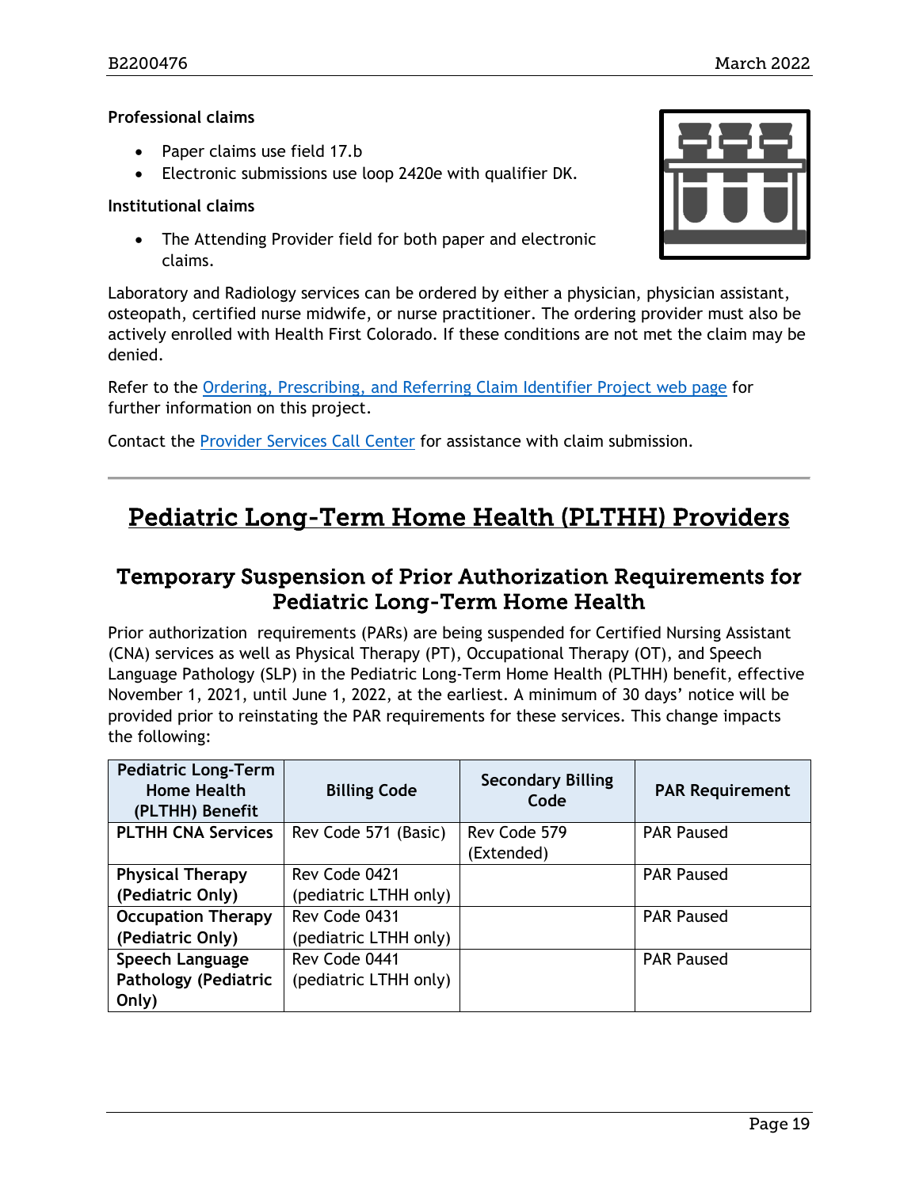**Professional claims**

- Paper claims use field 17.b
- Electronic submissions use loop 2420e with qualifier DK.

**Institutional claims**

- The Attending Provider field for both paper and electronic claims.

Laboratory and Radiology services can be ordered by either a physician, physician assistant, osteopath, certified nurse midwife, or nurse practitioner. The ordering provider must also be actively enrolled with Health First Colorado. If these conditions are not met the claim may be denied.

Refer to the [Ordering, Prescribing, and Referring Claim Identifier Project web page] for further information on this project.

Contact the [Provider Services Call Center] for assistance with claim submission.

# Pediatric Long-Term Home Health (PLTHH) Providers

## Temporary Suspension of Prior Authorization Requirements for Pediatric Long-Term Home Health

Prior authorization requirements (PARs) are being suspended for Certified Nursing Assistant (CNA) services as well as Physical Therapy (PT), Occupational Therapy (OT), and Speech Language Pathology (SLP) in the Pediatric Long-Term Home Health (PLTHH) benefit, effective November 1, 2021, until June 1, 2022, at the earliest. A minimum of 30 days' notice will be provided prior to reinstating the PAR requirements for these services. This change impacts the following:

| Pediatric Long-Term Home Health (PLTHH) Benefit | Billing Code | Secondary Billing Code | PAR Requirement |
|---|---|---|---|
| **PLTHH CNA Services** | Rev Code 571 (Basic) | Rev Code 579 (Extended) | PAR Paused |
| **Physical Therapy (Pediatric Only)** | Rev Code 0421 (pediatric LTHH only) | | PAR Paused |
| **Occupation Therapy (Pediatric Only)** | Rev Code 0431 (pediatric LTHH only) | | PAR Paused |
| **Speech Language Pathology (Pediatric Only)** | Rev Code 0441 (pediatric LTHH only) | | PAR Paused |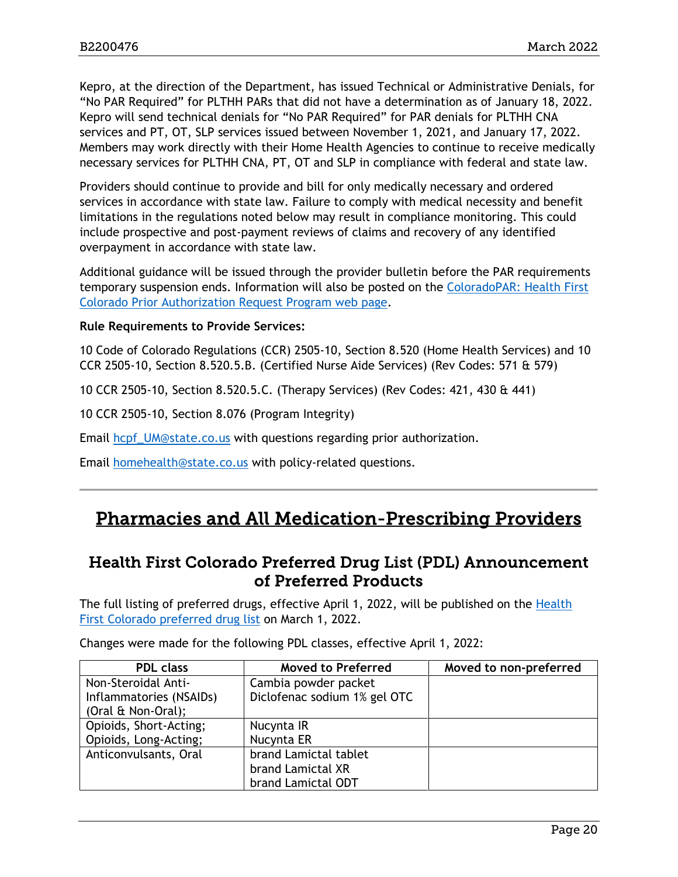Kepro, at the direction of the Department, has issued Technical or Administrative Denials, for "No PAR Required" for PLTHH PARs that did not have a determination as of January 18, 2022. Kepro will send technical denials for "No PAR Required" for PAR denials for PLTHH CNA services and PT, OT, SLP services issued between November 1, 2021, and January 17, 2022. Members may work directly with their Home Health Agencies to continue to receive medically necessary services for PLTHH CNA, PT, OT and SLP in compliance with federal and state law.

Providers should continue to provide and bill for only medically necessary and ordered services in accordance with state law. Failure to comply with medical necessity and benefit limitations in the regulations noted below may result in compliance monitoring. This could include prospective and post-payment reviews of claims and recovery of any identified overpayment in accordance with state law.

Additional guidance will be issued through the provider bulletin before the PAR requirements temporary suspension ends. Information will also be posted on the ColoradoPAR: Health First Colorado Prior Authorization Request Program web page.

**Rule Requirements to Provide Services:**

10 Code of Colorado Regulations (CCR) 2505-10, Section 8.520 (Home Health Services) and 10 CCR 2505-10, Section 8.520.5.B. (Certified Nurse Aide Services) (Rev Codes: 571 & 579)

10 CCR 2505-10, Section 8.520.5.C. (Therapy Services) (Rev Codes: 421, 430 & 441)

10 CCR 2505-10, Section 8.076 (Program Integrity)

Email hcpf_UM@state.co.us with questions regarding prior authorization.

Email homehealth@state.co.us with policy-related questions.

---

# Pharmacies and All Medication-Prescribing Providers

## Health First Colorado Preferred Drug List (PDL) Announcement of Preferred Products

The full listing of preferred drugs, effective April 1, 2022, will be published on the Health First Colorado preferred drug list on March 1, 2022.

Changes were made for the following PDL classes, effective April 1, 2022:

| PDL class | Moved to Preferred | Moved to non-preferred |
|---|---|---|
| Non-Steroidal Anti-Inflammatories (NSAIDs) (Oral & Non-Oral); | Cambia powder packet<br>Diclofenac sodium 1% gel OTC | |
| Opioids, Short-Acting; Opioids, Long-Acting; | Nucynta IR<br>Nucynta ER | |
| Anticonvulsants, Oral | brand Lamictal tablet<br>brand Lamictal XR<br>brand Lamictal ODT | |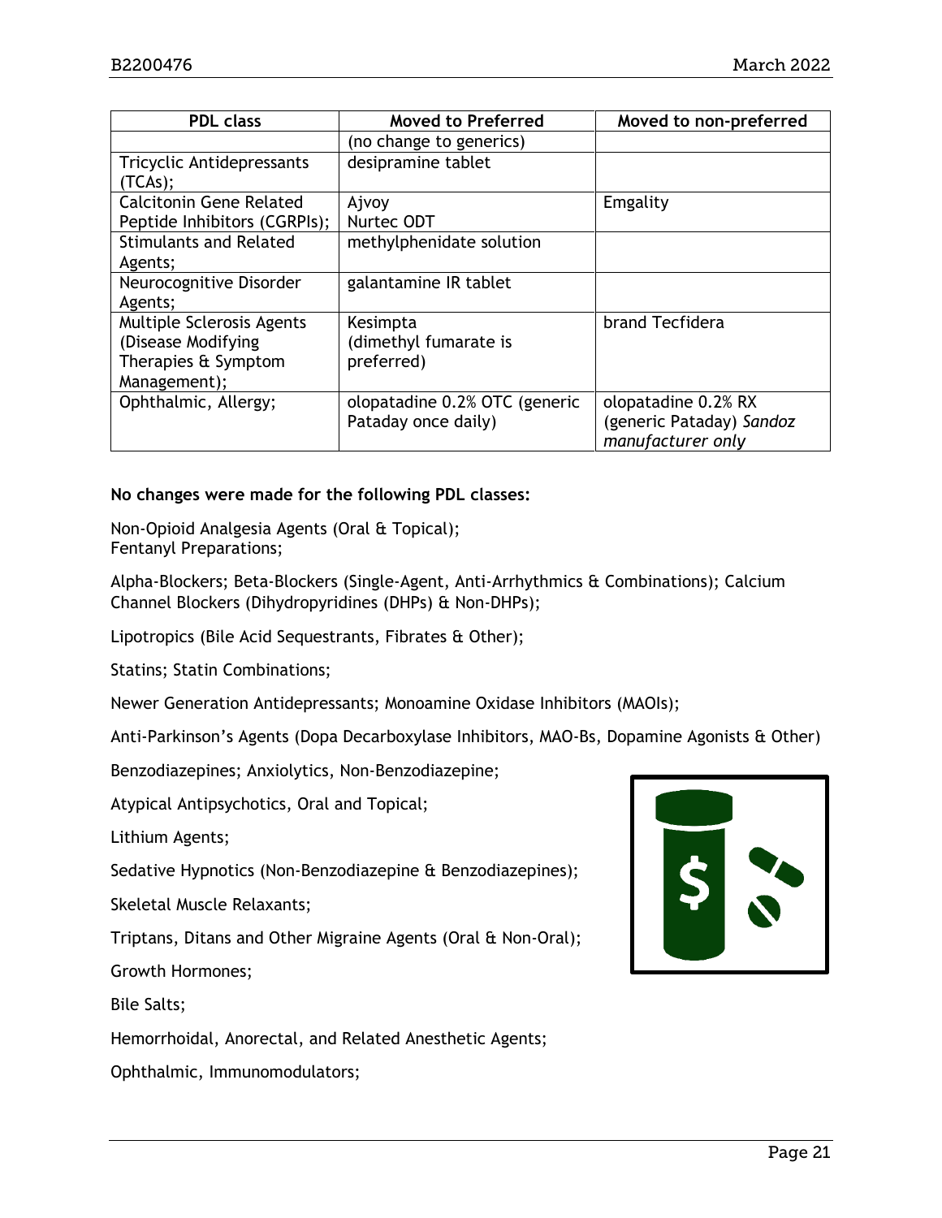| PDL class | Moved to Preferred | Moved to non-preferred |
|---|---|---|
| | (no change to generics) | |
| Tricyclic Antidepressants (TCAs); | desipramine tablet | |
| Calcitonin Gene Related Peptide Inhibitors (CGRPIs); | Ajvoy<br>Nurtec ODT | Emgality |
| Stimulants and Related Agents; | methylphenidate solution | |
| Neurocognitive Disorder Agents; | galantamine IR tablet | |
| Multiple Sclerosis Agents (Disease Modifying Therapies & Symptom Management); | Kesimpta<br>(dimethyl fumarate is preferred) | brand Tecfidera |
| Ophthalmic, Allergy; | olopatadine 0.2% OTC (generic Pataday once daily) | olopatadine 0.2% RX (generic Pataday) *Sandoz manufacturer only* |

**No changes were made for the following PDL classes:**

Non-Opioid Analgesia Agents (Oral & Topical);
Fentanyl Preparations;

Alpha-Blockers; Beta-Blockers (Single-Agent, Anti-Arrhythmics & Combinations); Calcium Channel Blockers (Dihydropyridines (DHPs) & Non-DHPs);

Lipotropics (Bile Acid Sequestrants, Fibrates & Other);

Statins; Statin Combinations;

Newer Generation Antidepressants; Monoamine Oxidase Inhibitors (MAOIs);

Anti-Parkinson's Agents (Dopa Decarboxylase Inhibitors, MAO-Bs, Dopamine Agonists & Other)

Benzodiazepines; Anxiolytics, Non-Benzodiazepine;

Atypical Antipsychotics, Oral and Topical;

Lithium Agents;

Sedative Hypnotics (Non-Benzodiazepine & Benzodiazepines);

Skeletal Muscle Relaxants;

Triptans, Ditans and Other Migraine Agents (Oral & Non-Oral);

Growth Hormones;

Bile Salts;

Hemorrhoidal, Anorectal, and Related Anesthetic Agents;

Ophthalmic, Immunomodulators;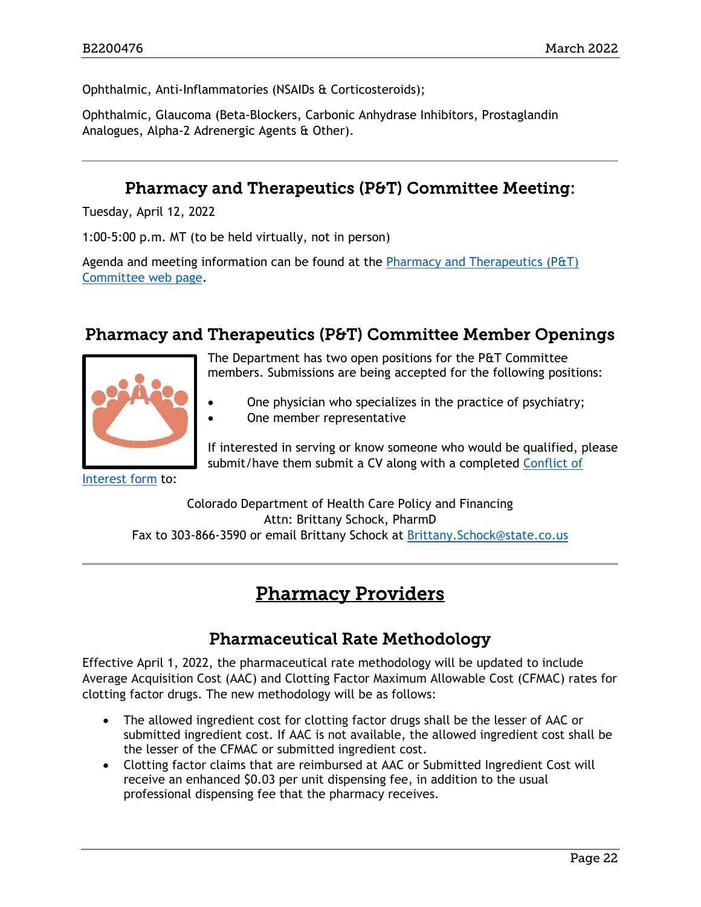Ophthalmic, Anti-Inflammatories (NSAIDs & Corticosteroids);

Ophthalmic, Glaucoma (Beta-Blockers, Carbonic Anhydrase Inhibitors, Prostaglandin Analogues, Alpha-2 Adrenergic Agents & Other).

---

## Pharmacy and Therapeutics (P&T) Committee Meeting:

Tuesday, April 12, 2022

1:00-5:00 p.m. MT (to be held virtually, not in person)

Agenda and meeting information can be found at the [Pharmacy and Therapeutics (P&T) Committee web page](#).

## Pharmacy and Therapeutics (P&T) Committee Member Openings

The Department has two open positions for the P&T Committee members. Submissions are being accepted for the following positions:

- One physician who specializes in the practice of psychiatry;
- One member representative

If interested in serving or know someone who would be qualified, please submit/have them submit a CV along with a completed [Conflict of Interest form](#) to:

Colorado Department of Health Care Policy and Financing
Attn: Brittany Schock, PharmD
Fax to 303-866-3590 or email Brittany Schock at [Brittany.Schock@state.co.us](mailto:Brittany.Schock@state.co.us)

---

# Pharmacy Providers

## Pharmaceutical Rate Methodology

Effective April 1, 2022, the pharmaceutical rate methodology will be updated to include Average Acquisition Cost (AAC) and Clotting Factor Maximum Allowable Cost (CFMAC) rates for clotting factor drugs. The new methodology will be as follows:

- The allowed ingredient cost for clotting factor drugs shall be the lesser of AAC or submitted ingredient cost. If AAC is not available, the allowed ingredient cost shall be the lesser of the CFMAC or submitted ingredient cost.
- Clotting factor claims that are reimbursed at AAC or Submitted Ingredient Cost will receive an enhanced $0.03 per unit dispensing fee, in addition to the usual professional dispensing fee that the pharmacy receives.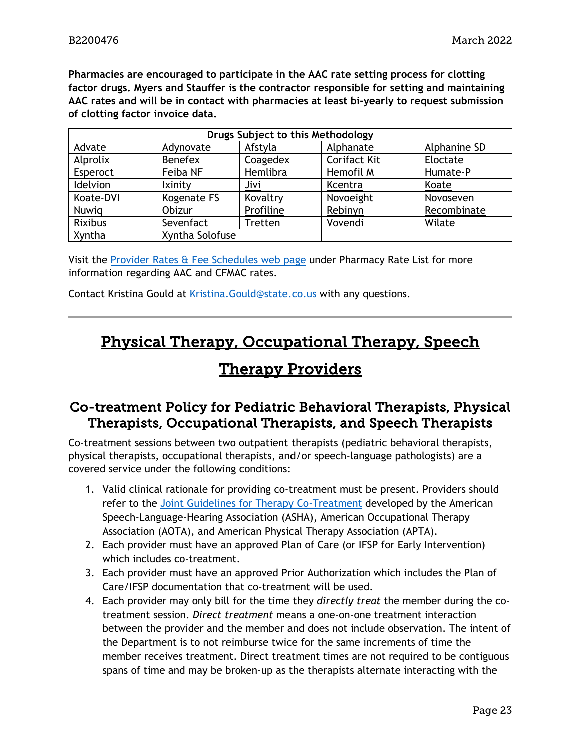**Pharmacies are encouraged to participate in the AAC rate setting process for clotting factor drugs. Myers and Stauffer is the contractor responsible for setting and maintaining AAC rates and will be in contact with pharmacies at least bi-yearly to request submission of clotting factor invoice data.**

| Drugs Subject to this Methodology | | | | |
|---|---|---|---|---|
| Advate | Adynovate | Afstyla | Alphanate | Alphanine SD |
| Alprolix | Benefex | Coagedex | Corifact Kit | Eloctate |
| Esperoct | Feiba NF | Hemlibra | Hemofil M | Humate-P |
| Idelvion | Ixinity | Jivi | Kcentra | Koate |
| Koate-DVI | Kogenate FS | Kovaltry | Novoeight | Novoseven |
| Nuwiq | Obizur | Profiline | Rebinyn | Recombinate |
| Rixibus | Sevenfact | Tretten | Vovendi | Wilate |
| Xyntha | Xyntha Solofuse | | | |

Visit the Provider Rates & Fee Schedules web page under Pharmacy Rate List for more information regarding AAC and CFMAC rates.

Contact Kristina Gould at Kristina.Gould@state.co.us with any questions.

---

# Physical Therapy, Occupational Therapy, Speech Therapy Providers

## Co-treatment Policy for Pediatric Behavioral Therapists, Physical Therapists, Occupational Therapists, and Speech Therapists

Co-treatment sessions between two outpatient therapists (pediatric behavioral therapists, physical therapists, occupational therapists, and/or speech-language pathologists) are a covered service under the following conditions:

1. Valid clinical rationale for providing co-treatment must be present. Providers should refer to the Joint Guidelines for Therapy Co-Treatment developed by the American Speech-Language-Hearing Association (ASHA), American Occupational Therapy Association (AOTA), and American Physical Therapy Association (APTA).
2. Each provider must have an approved Plan of Care (or IFSP for Early Intervention) which includes co-treatment.
3. Each provider must have an approved Prior Authorization which includes the Plan of Care/IFSP documentation that co-treatment will be used.
4. Each provider may only bill for the time they *directly treat* the member during the co-treatment session. *Direct treatment* means a one-on-one treatment interaction between the provider and the member and does not include observation. The intent of the Department is to not reimburse twice for the same increments of time the member receives treatment. Direct treatment times are not required to be contiguous spans of time and may be broken-up as the therapists alternate interacting with the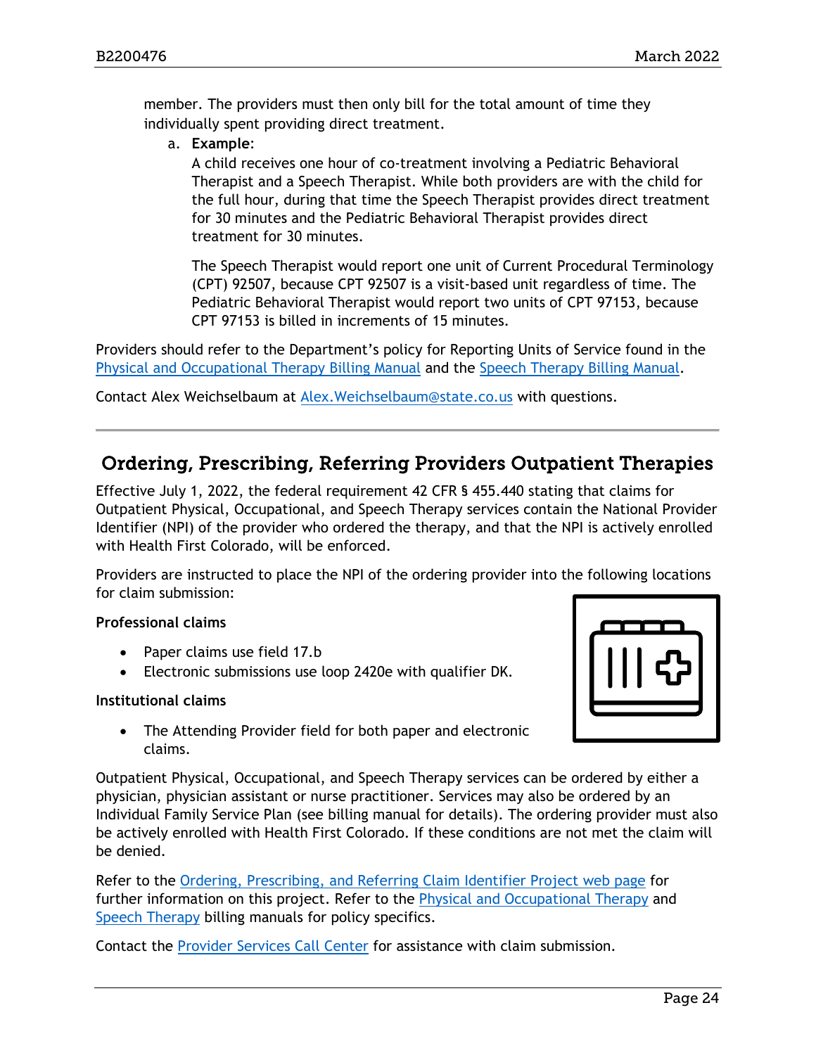member. The providers must then only bill for the total amount of time they individually spent providing direct treatment.

a. **Example**:

   A child receives one hour of co-treatment involving a Pediatric Behavioral Therapist and a Speech Therapist. While both providers are with the child for the full hour, during that time the Speech Therapist provides direct treatment for 30 minutes and the Pediatric Behavioral Therapist provides direct treatment for 30 minutes.

   The Speech Therapist would report one unit of Current Procedural Terminology (CPT) 92507, because CPT 92507 is a visit-based unit regardless of time. The Pediatric Behavioral Therapist would report two units of CPT 97153, because CPT 97153 is billed in increments of 15 minutes.

Providers should refer to the Department's policy for Reporting Units of Service found in the Physical and Occupational Therapy Billing Manual and the Speech Therapy Billing Manual.

Contact Alex Weichselbaum at Alex.Weichselbaum@state.co.us with questions.

---

## Ordering, Prescribing, Referring Providers Outpatient Therapies

Effective July 1, 2022, the federal requirement 42 CFR § 455.440 stating that claims for Outpatient Physical, Occupational, and Speech Therapy services contain the National Provider Identifier (NPI) of the provider who ordered the therapy, and that the NPI is actively enrolled with Health First Colorado, will be enforced.

Providers are instructed to place the NPI of the ordering provider into the following locations for claim submission:

**Professional claims**

- Paper claims use field 17.b
- Electronic submissions use loop 2420e with qualifier DK.

**Institutional claims**

- The Attending Provider field for both paper and electronic claims.

Outpatient Physical, Occupational, and Speech Therapy services can be ordered by either a physician, physician assistant or nurse practitioner. Services may also be ordered by an Individual Family Service Plan (see billing manual for details). The ordering provider must also be actively enrolled with Health First Colorado. If these conditions are not met the claim will be denied.

Refer to the Ordering, Prescribing, and Referring Claim Identifier Project web page for further information on this project. Refer to the Physical and Occupational Therapy and Speech Therapy billing manuals for policy specifics.

Contact the Provider Services Call Center for assistance with claim submission.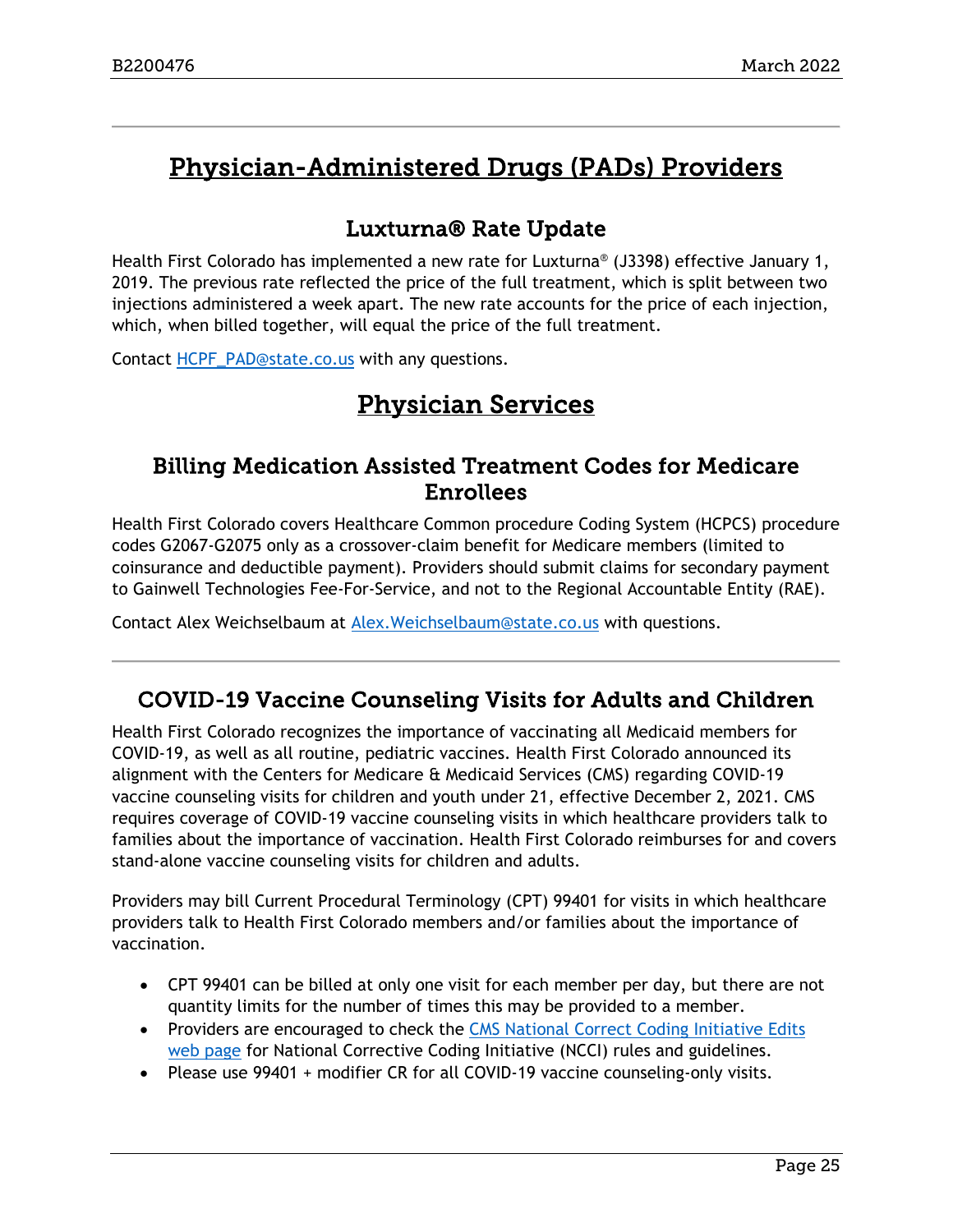# Physician-Administered Drugs (PADs) Providers

## Luxturna® Rate Update

Health First Colorado has implemented a new rate for Luxturna® (J3398) effective January 1, 2019. The previous rate reflected the price of the full treatment, which is split between two injections administered a week apart. The new rate accounts for the price of each injection, which, when billed together, will equal the price of the full treatment.

Contact [HCPF_PAD@state.co.us](mailto:HCPF_PAD@state.co.us) with any questions.

# Physician Services

## Billing Medication Assisted Treatment Codes for Medicare Enrollees

Health First Colorado covers Healthcare Common procedure Coding System (HCPCS) procedure codes G2067-G2075 only as a crossover-claim benefit for Medicare members (limited to coinsurance and deductible payment). Providers should submit claims for secondary payment to Gainwell Technologies Fee-For-Service, and not to the Regional Accountable Entity (RAE).

Contact Alex Weichselbaum at [Alex.Weichselbaum@state.co.us](mailto:Alex.Weichselbaum@state.co.us) with questions.

---

## COVID-19 Vaccine Counseling Visits for Adults and Children

Health First Colorado recognizes the importance of vaccinating all Medicaid members for COVID-19, as well as all routine, pediatric vaccines. Health First Colorado announced its alignment with the Centers for Medicare & Medicaid Services (CMS) regarding COVID-19 vaccine counseling visits for children and youth under 21, effective December 2, 2021. CMS requires coverage of COVID-19 vaccine counseling visits in which healthcare providers talk to families about the importance of vaccination. Health First Colorado reimburses for and covers stand-alone vaccine counseling visits for children and adults.

Providers may bill Current Procedural Terminology (CPT) 99401 for visits in which healthcare providers talk to Health First Colorado members and/or families about the importance of vaccination.

- CPT 99401 can be billed at only one visit for each member per day, but there are not quantity limits for the number of times this may be provided to a member.
- Providers are encouraged to check the CMS National Correct Coding Initiative Edits web page for National Corrective Coding Initiative (NCCI) rules and guidelines.
- Please use 99401 + modifier CR for all COVID-19 vaccine counseling-only visits.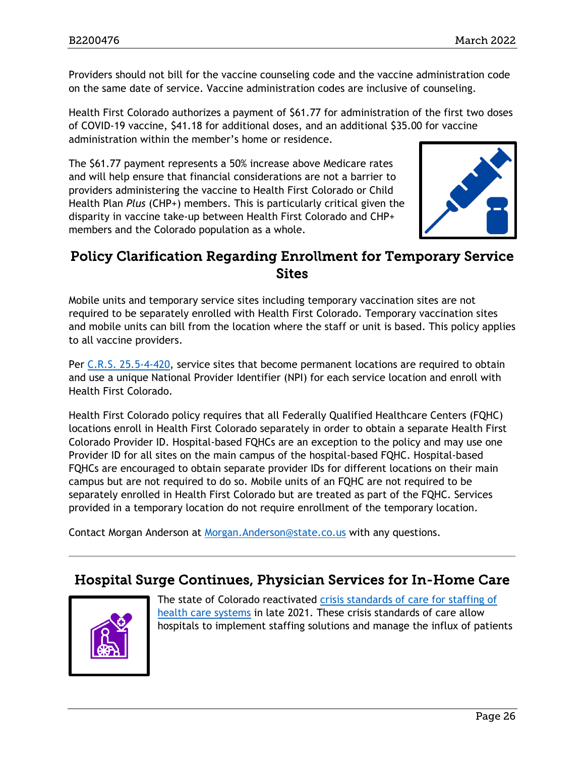Providers should not bill for the vaccine counseling code and the vaccine administration code on the same date of service. Vaccine administration codes are inclusive of counseling.

Health First Colorado authorizes a payment of $61.77 for administration of the first two doses of COVID-19 vaccine, $41.18 for additional doses, and an additional $35.00 for vaccine administration within the member's home or residence.

The $61.77 payment represents a 50% increase above Medicare rates and will help ensure that financial considerations are not a barrier to providers administering the vaccine to Health First Colorado or Child Health Plan *Plus* (CHP+) members. This is particularly critical given the disparity in vaccine take-up between Health First Colorado and CHP+ members and the Colorado population as a whole.

## Policy Clarification Regarding Enrollment for Temporary Service Sites

Mobile units and temporary service sites including temporary vaccination sites are not required to be separately enrolled with Health First Colorado. Temporary vaccination sites and mobile units can bill from the location where the staff or unit is based. This policy applies to all vaccine providers.

Per C.R.S. 25.5-4-420, service sites that become permanent locations are required to obtain and use a unique National Provider Identifier (NPI) for each service location and enroll with Health First Colorado.

Health First Colorado policy requires that all Federally Qualified Healthcare Centers (FQHC) locations enroll in Health First Colorado separately in order to obtain a separate Health First Colorado Provider ID. Hospital-based FQHCs are an exception to the policy and may use one Provider ID for all sites on the main campus of the hospital-based FQHC. Hospital-based FQHCs are encouraged to obtain separate provider IDs for different locations on their main campus but are not required to do so. Mobile units of an FQHC are not required to be separately enrolled in Health First Colorado but are treated as part of the FQHC. Services provided in a temporary location do not require enrollment of the temporary location.

Contact Morgan Anderson at Morgan.Anderson@state.co.us with any questions.

---

## Hospital Surge Continues, Physician Services for In-Home Care

The state of Colorado reactivated crisis standards of care for staffing of health care systems in late 2021. These crisis standards of care allow hospitals to implement staffing solutions and manage the influx of patients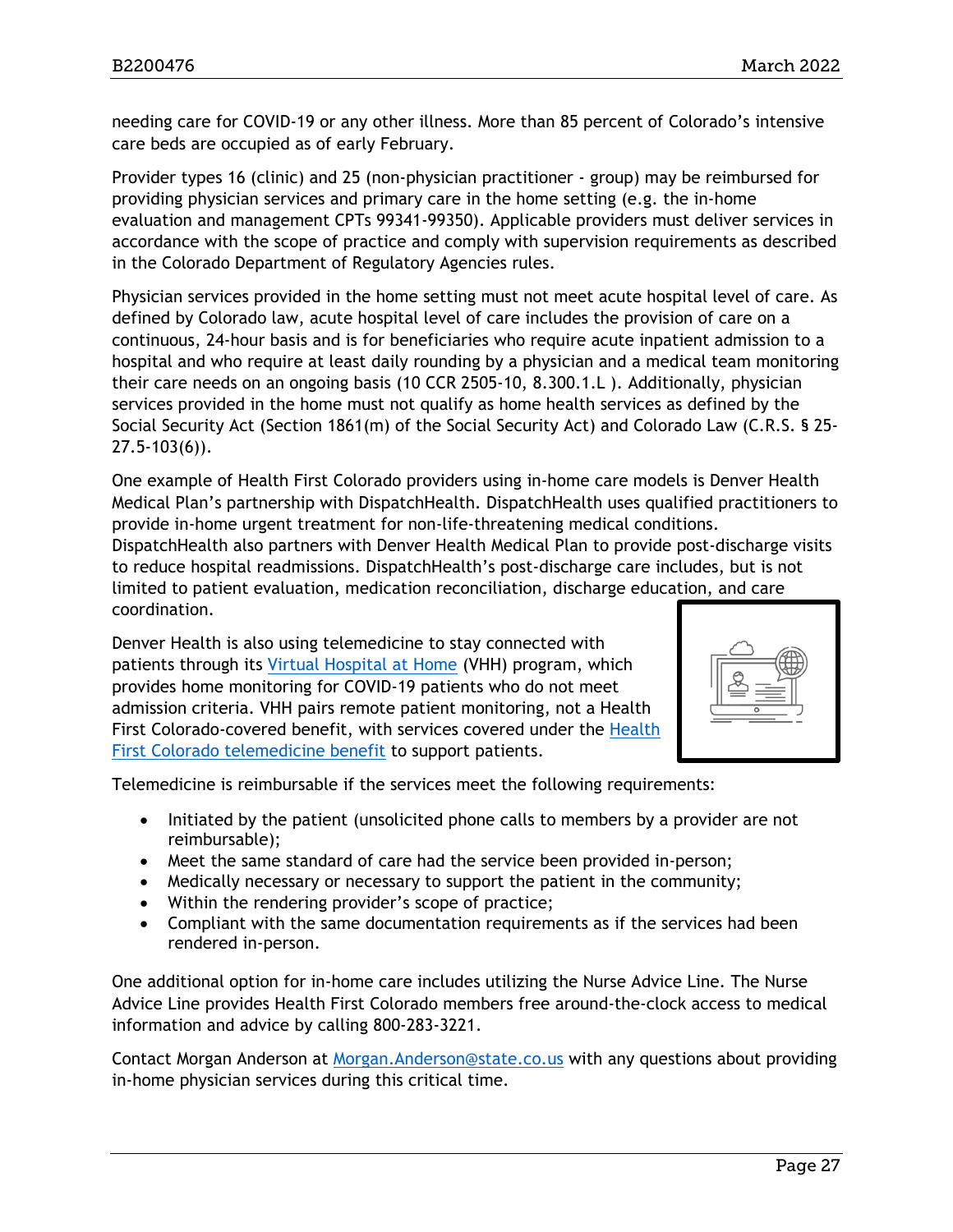needing care for COVID-19 or any other illness. More than 85 percent of Colorado's intensive care beds are occupied as of early February.

Provider types 16 (clinic) and 25 (non-physician practitioner - group) may be reimbursed for providing physician services and primary care in the home setting (e.g. the in-home evaluation and management CPTs 99341-99350). Applicable providers must deliver services in accordance with the scope of practice and comply with supervision requirements as described in the Colorado Department of Regulatory Agencies rules.

Physician services provided in the home setting must not meet acute hospital level of care. As defined by Colorado law, acute hospital level of care includes the provision of care on a continuous, 24-hour basis and is for beneficiaries who require acute inpatient admission to a hospital and who require at least daily rounding by a physician and a medical team monitoring their care needs on an ongoing basis (10 CCR 2505-10, 8.300.1.L ). Additionally, physician services provided in the home must not qualify as home health services as defined by the Social Security Act (Section 1861(m) of the Social Security Act) and Colorado Law (C.R.S. § 25-27.5-103(6)).

One example of Health First Colorado providers using in-home care models is Denver Health Medical Plan's partnership with DispatchHealth. DispatchHealth uses qualified practitioners to provide in-home urgent treatment for non-life-threatening medical conditions. DispatchHealth also partners with Denver Health Medical Plan to provide post-discharge visits to reduce hospital readmissions. DispatchHealth's post-discharge care includes, but is not limited to patient evaluation, medication reconciliation, discharge education, and care coordination.

Denver Health is also using telemedicine to stay connected with patients through its Virtual Hospital at Home (VHH) program, which provides home monitoring for COVID-19 patients who do not meet admission criteria. VHH pairs remote patient monitoring, not a Health First Colorado-covered benefit, with services covered under the Health First Colorado telemedicine benefit to support patients.

Telemedicine is reimbursable if the services meet the following requirements:

- Initiated by the patient (unsolicited phone calls to members by a provider are not reimbursable);
- Meet the same standard of care had the service been provided in-person;
- Medically necessary or necessary to support the patient in the community;
- Within the rendering provider's scope of practice;
- Compliant with the same documentation requirements as if the services had been rendered in-person.

One additional option for in-home care includes utilizing the Nurse Advice Line. The Nurse Advice Line provides Health First Colorado members free around-the-clock access to medical information and advice by calling 800-283-3221.

Contact Morgan Anderson at Morgan.Anderson@state.co.us with any questions about providing in-home physician services during this critical time.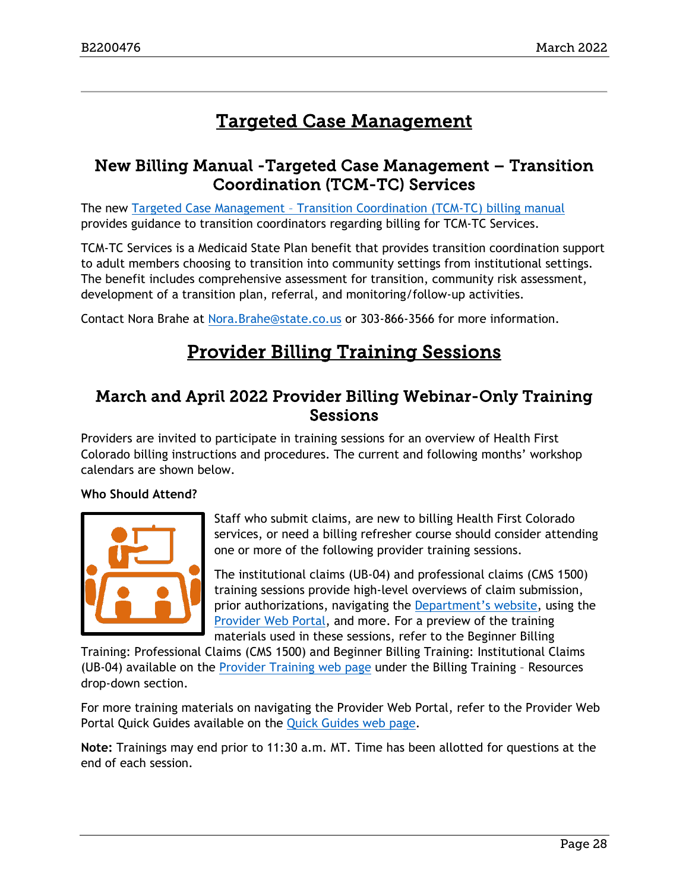# Targeted Case Management

## New Billing Manual -Targeted Case Management – Transition Coordination (TCM-TC) Services

The new Targeted Case Management – Transition Coordination (TCM-TC) billing manual provides guidance to transition coordinators regarding billing for TCM-TC Services.

TCM-TC Services is a Medicaid State Plan benefit that provides transition coordination support to adult members choosing to transition into community settings from institutional settings. The benefit includes comprehensive assessment for transition, community risk assessment, development of a transition plan, referral, and monitoring/follow-up activities.

Contact Nora Brahe at Nora.Brahe@state.co.us or 303-866-3566 for more information.

# Provider Billing Training Sessions

## March and April 2022 Provider Billing Webinar-Only Training Sessions

Providers are invited to participate in training sessions for an overview of Health First Colorado billing instructions and procedures. The current and following months' workshop calendars are shown below.

**Who Should Attend?**

Staff who submit claims, are new to billing Health First Colorado services, or need a billing refresher course should consider attending one or more of the following provider training sessions.

The institutional claims (UB-04) and professional claims (CMS 1500) training sessions provide high-level overviews of claim submission, prior authorizations, navigating the Department's website, using the Provider Web Portal, and more. For a preview of the training materials used in these sessions, refer to the Beginner Billing Training: Professional Claims (CMS 1500) and Beginner Billing Training: Institutional Claims (UB-04) available on the Provider Training web page under the Billing Training – Resources drop-down section.

For more training materials on navigating the Provider Web Portal, refer to the Provider Web Portal Quick Guides available on the Quick Guides web page.

**Note:** Trainings may end prior to 11:30 a.m. MT. Time has been allotted for questions at the end of each session.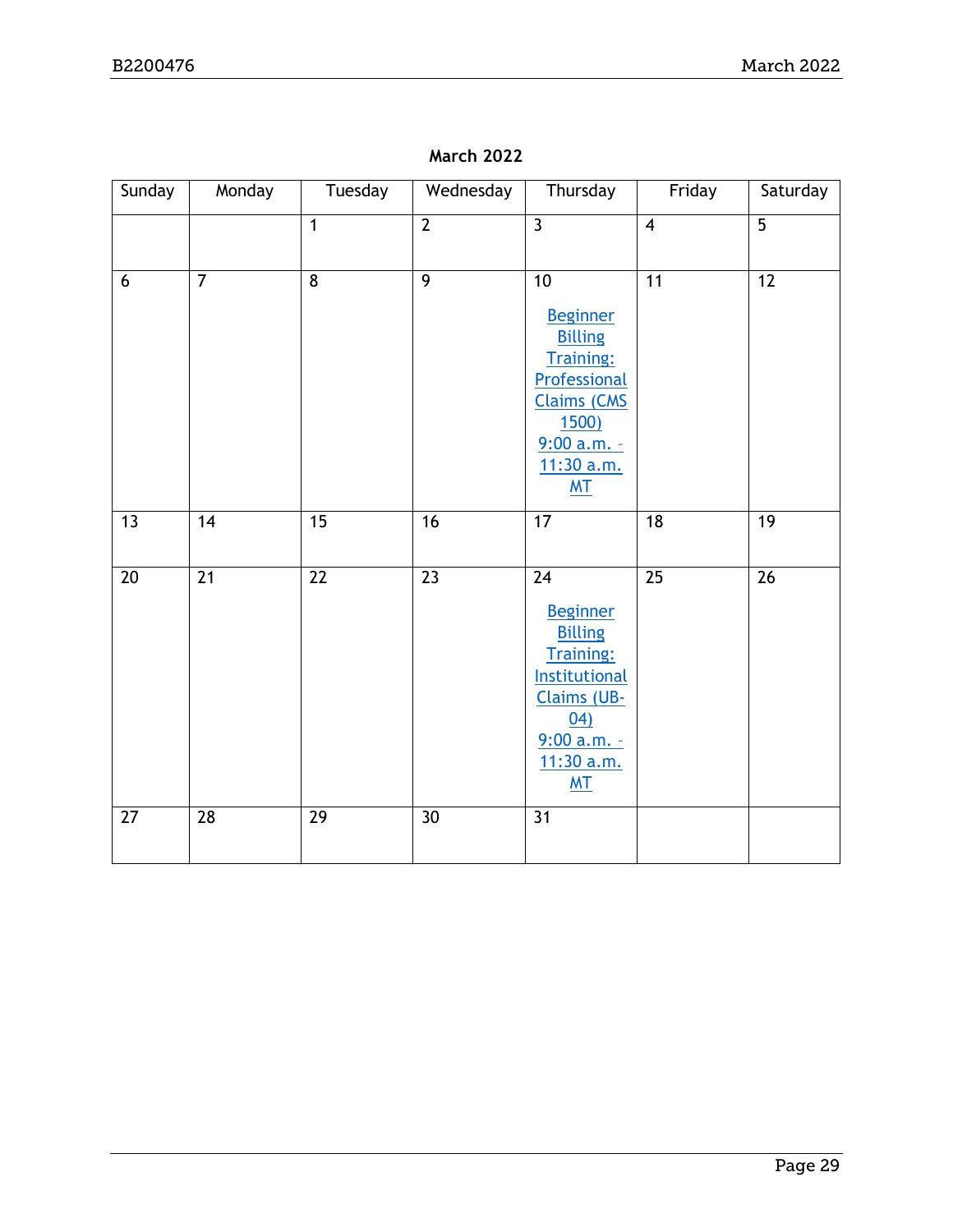**March 2022**

| Sunday | Monday | Tuesday | Wednesday | Thursday | Friday | Saturday |
|---|---|---|---|---|---|---|
| | | 1 | 2 | 3 | 4 | 5 |
| 6 | 7 | 8 | 9 | 10 Beginner Billing Training: Professional Claims (CMS 1500) 9:00 a.m. – 11:30 a.m. MT | 11 | 12 |
| 13 | 14 | 15 | 16 | 17 | 18 | 19 |
| 20 | 21 | 22 | 23 | 24 Beginner Billing Training: Institutional Claims (UB-04) 9:00 a.m. – 11:30 a.m. MT | 25 | 26 |
| 27 | 28 | 29 | 30 | 31 | | |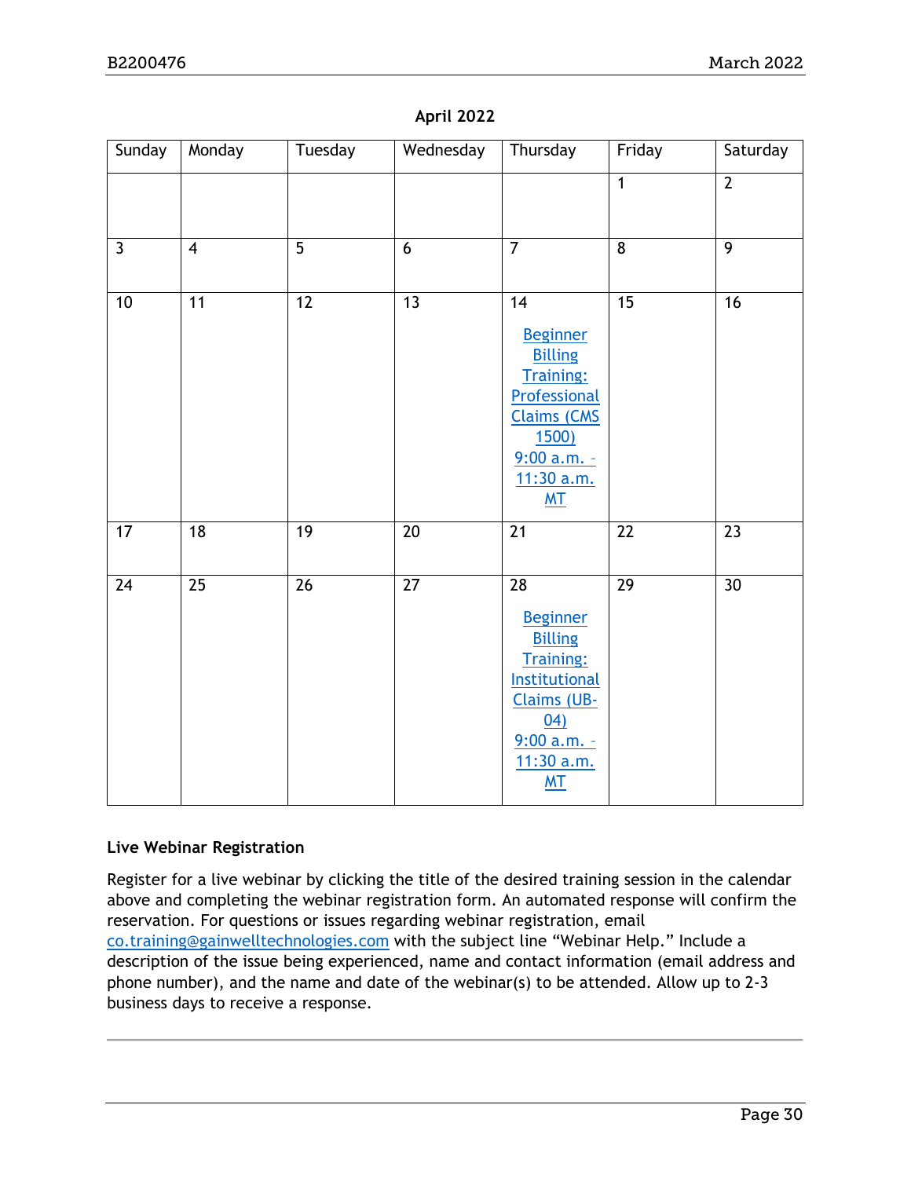**April 2022**

| Sunday | Monday | Tuesday | Wednesday | Thursday | Friday | Saturday |
|---|---|---|---|---|---|---|
| | | | | | 1 | 2 |
| 3 | 4 | 5 | 6 | 7 | 8 | 9 |
| 10 | 11 | 12 | 13 | 14 Beginner Billing Training: Professional Claims (CMS 1500) 9:00 a.m. – 11:30 a.m. MT | 15 | 16 |
| 17 | 18 | 19 | 20 | 21 | 22 | 23 |
| 24 | 25 | 26 | 27 | 28 Beginner Billing Training: Institutional Claims (UB-04) 9:00 a.m. – 11:30 a.m. MT | 29 | 30 |

**Live Webinar Registration**

Register for a live webinar by clicking the title of the desired training session in the calendar above and completing the webinar registration form. An automated response will confirm the reservation. For questions or issues regarding webinar registration, email co.training@gainwelltechnologies.com with the subject line "Webinar Help." Include a description of the issue being experienced, name and contact information (email address and phone number), and the name and date of the webinar(s) to be attended. Allow up to 2-3 business days to receive a response.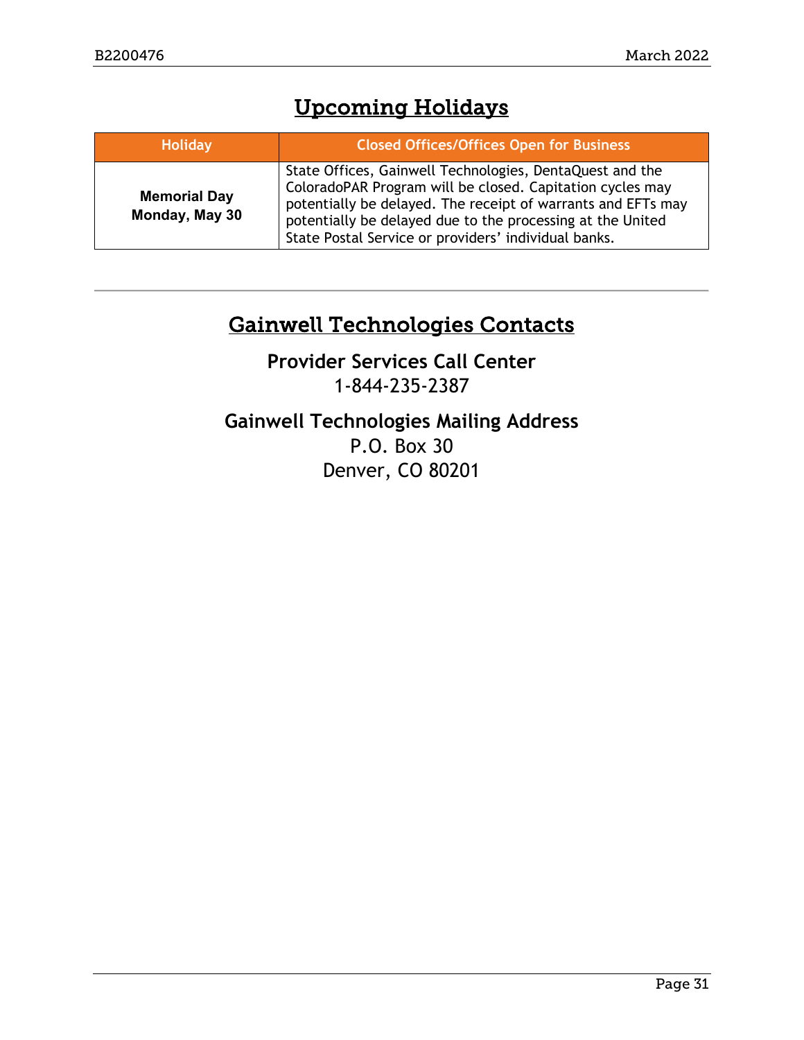## Upcoming Holidays

| Holiday | Closed Offices/Offices Open for Business |
|---|---|
| **Memorial Day Monday, May 30** | State Offices, Gainwell Technologies, DentaQuest and the ColoradoPAR Program will be closed. Capitation cycles may potentially be delayed. The receipt of warrants and EFTs may potentially be delayed due to the processing at the United State Postal Service or providers' individual banks. |

---

## Gainwell Technologies Contacts

**Provider Services Call Center**

1-844-235-2387

**Gainwell Technologies Mailing Address**

P.O. Box 30

Denver, CO 80201